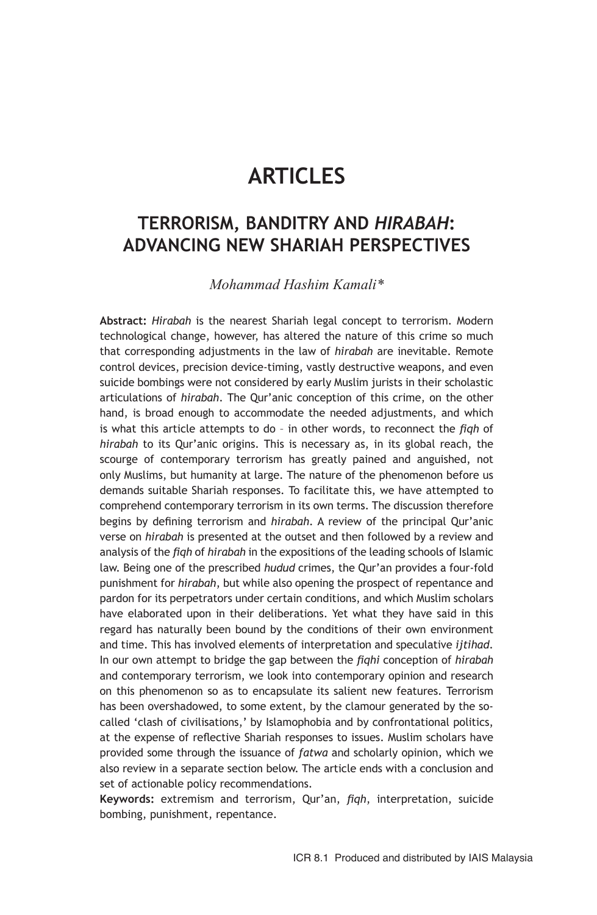# ARTICLES

## TERRORISM, BANDITRY AND *HIRABAH*: ADVANCING NEW SHARIAH PERSPECTIVES

*Mohammad Hashim Kamali\**

**Abstract:** *Hirabah* is the nearest Shariah legal concept to terrorism. Modern technological change, however, has altered the nature of this crime so much that corresponding adjustments in the law of *hirabah* are inevitable. Remote control devices, precision device-timing, vastly destructive weapons, and even suicide bombings were not considered by early Muslim jurists in their scholastic articulations of *hirabah*. The Qur'anic conception of this crime, on the other hand, is broad enough to accommodate the needed adjustments, and which is what this article attempts to do – in other words, to reconnect the *fiqh* of *hirabah* to its Qur'anic origins. This is necessary as, in its global reach, the scourge of contemporary terrorism has greatly pained and anguished, not only Muslims, but humanity at large. The nature of the phenomenon before us demands suitable Shariah responses. To facilitate this, we have attempted to comprehend contemporary terrorism in its own terms. The discussion therefore begins by defining terrorism and *hirabah*. A review of the principal Qur'anic verse on *hirabah* is presented at the outset and then followed by a review and analysis of the *fiqh* of *hirabah* in the expositions of the leading schools of Islamic law. Being one of the prescribed *hudud* crimes, the Qur'an provides a four-fold punishment for *hirabah*, but while also opening the prospect of repentance and pardon for its perpetrators under certain conditions, and which Muslim scholars have elaborated upon in their deliberations. Yet what they have said in this regard has naturally been bound by the conditions of their own environment and time. This has involved elements of interpretation and speculative *ijtihad*. In our own attempt to bridge the gap between the *fiqhi* conception of *hirabah* and contemporary terrorism, we look into contemporary opinion and research on this phenomenon so as to encapsulate its salient new features. Terrorism has been overshadowed, to some extent, by the clamour generated by the so-called 'clash of civilisations,' by Islamophobia and by confrontational politics, at the expense of reflective Shariah responses to issues. Muslim scholars have provided some through the issuance of *fatwa* and scholarly opinion, which we also review in a separate section below. The article ends with a conclusion and set of actionable policy recommendations.

**Keywords:** extremism and terrorism, Qur'an, *fiqh*, interpretation, suicide bombing, punishment, repentance.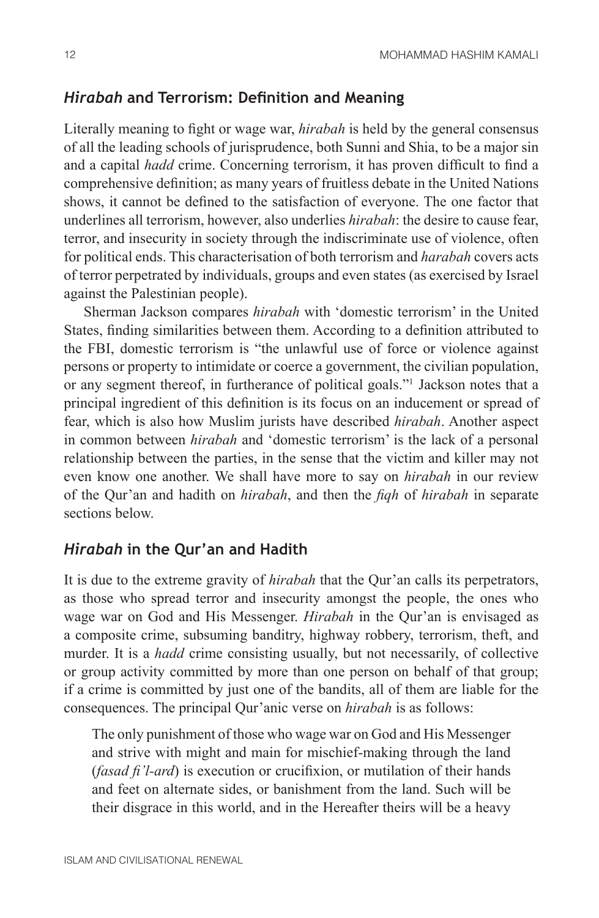## *Hirabah* and Terrorism: Definition and Meaning

Literally meaning to fight or wage war, *hirabah* is held by the general consensus of all the leading schools of jurisprudence, both Sunni and Shia, to be a major sin and a capital *hadd* crime. Concerning terrorism, it has proven difficult to find a comprehensive definition; as many years of fruitless debate in the United Nations shows, it cannot be defined to the satisfaction of everyone. The one factor that underlines all terrorism, however, also underlies *hirabah*: the desire to cause fear, terror, and insecurity in society through the indiscriminate use of violence, often for political ends. This characterisation of both terrorism and *harabah* covers acts of terror perpetrated by individuals, groups and even states (as exercised by Israel against the Palestinian people).

Sherman Jackson compares *hirabah* with 'domestic terrorism' in the United States, finding similarities between them. According to a definition attributed to the FBI, domestic terrorism is "the unlawful use of force or violence against persons or property to intimidate or coerce a government, the civilian population, or any segment thereof, in furtherance of political goals."[1] Jackson notes that a principal ingredient of this definition is its focus on an inducement or spread of fear, which is also how Muslim jurists have described *hirabah*. Another aspect in common between *hirabah* and 'domestic terrorism' is the lack of a personal relationship between the parties, in the sense that the victim and killer may not even know one another. We shall have more to say on *hirabah* in our review of the Qur'an and hadith on *hirabah*, and then the *fiqh* of *hirabah* in separate sections below.

## *Hirabah* in the Qur'an and Hadith

It is due to the extreme gravity of *hirabah* that the Qur'an calls its perpetrators, as those who spread terror and insecurity amongst the people, the ones who wage war on God and His Messenger. *Hirabah* in the Qur'an is envisaged as a composite crime, subsuming banditry, highway robbery, terrorism, theft, and murder. It is a *hadd* crime consisting usually, but not necessarily, of collective or group activity committed by more than one person on behalf of that group; if a crime is committed by just one of the bandits, all of them are liable for the consequences. The principal Qur'anic verse on *hirabah* is as follows:

> The only punishment of those who wage war on God and His Messenger and strive with might and main for mischief-making through the land (*fasad fi'l-ard*) is execution or crucifixion, or mutilation of their hands and feet on alternate sides, or banishment from the land. Such will be their disgrace in this world, and in the Hereafter theirs will be a heavy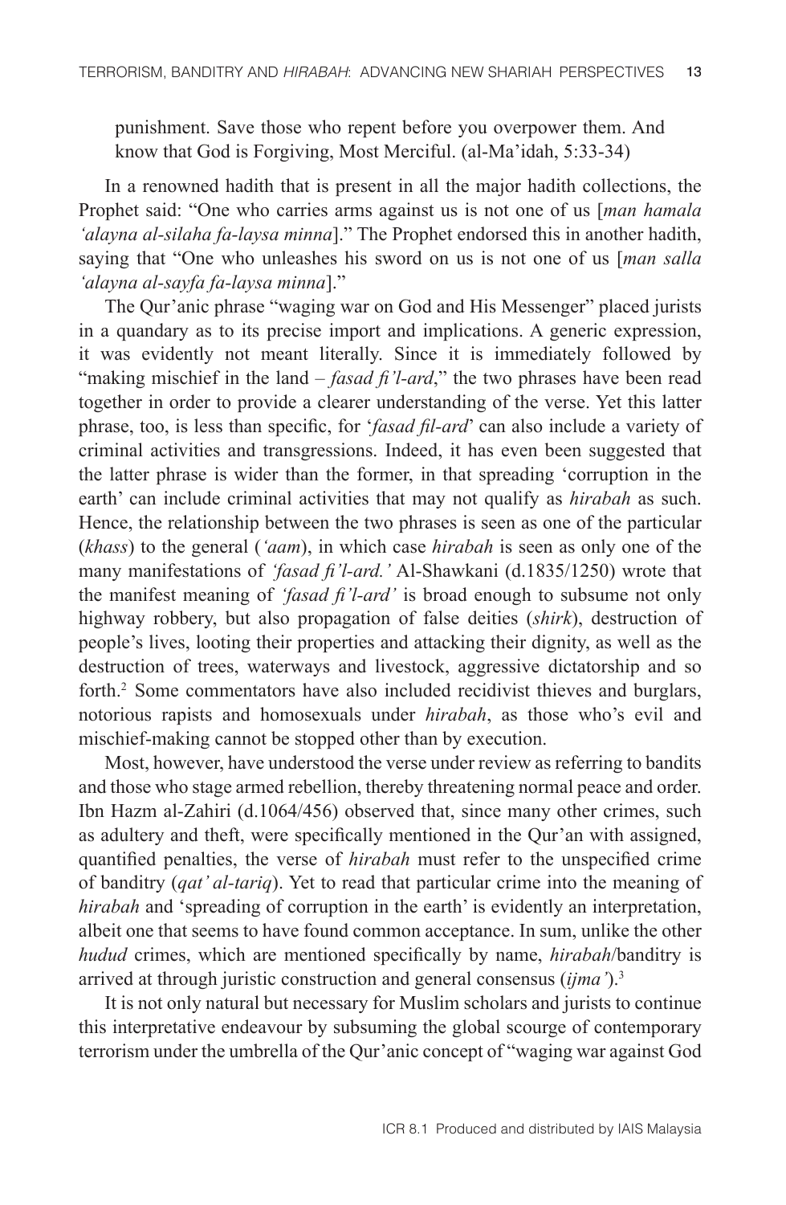punishment. Save those who repent before you overpower them. And know that God is Forgiving, Most Merciful. (al-Ma'idah, 5:33-34)

In a renowned hadith that is present in all the major hadith collections, the Prophet said: "One who carries arms against us is not one of us [*man hamala 'alayna al-silaha fa-laysa minna*]." The Prophet endorsed this in another hadith, saying that "One who unleashes his sword on us is not one of us [*man salla 'alayna al-sayfa fa-laysa minna*]."

The Qur'anic phrase "waging war on God and His Messenger" placed jurists in a quandary as to its precise import and implications. A generic expression, it was evidently not meant literally. Since it is immediately followed by "making mischief in the land – *fasad fi'l-ard*," the two phrases have been read together in order to provide a clearer understanding of the verse. Yet this latter phrase, too, is less than specific, for '*fasad fil-ard*' can also include a variety of criminal activities and transgressions. Indeed, it has even been suggested that the latter phrase is wider than the former, in that spreading 'corruption in the earth' can include criminal activities that may not qualify as *hirabah* as such. Hence, the relationship between the two phrases is seen as one of the particular (*khass*) to the general (*'aam*), in which case *hirabah* is seen as only one of the many manifestations of *'fasad fi'l-ard.'* Al-Shawkani (d.1835/1250) wrote that the manifest meaning of *'fasad fi'l-ard'* is broad enough to subsume not only highway robbery, but also propagation of false deities (*shirk*), destruction of people's lives, looting their properties and attacking their dignity, as well as the destruction of trees, waterways and livestock, aggressive dictatorship and so forth.[2] Some commentators have also included recidivist thieves and burglars, notorious rapists and homosexuals under *hirabah*, as those who's evil and mischief-making cannot be stopped other than by execution.

Most, however, have understood the verse under review as referring to bandits and those who stage armed rebellion, thereby threatening normal peace and order. Ibn Hazm al-Zahiri (d.1064/456) observed that, since many other crimes, such as adultery and theft, were specifically mentioned in the Qur'an with assigned, quantified penalties, the verse of *hirabah* must refer to the unspecified crime of banditry (*qat' al-tariq*). Yet to read that particular crime into the meaning of *hirabah* and 'spreading of corruption in the earth' is evidently an interpretation, albeit one that seems to have found common acceptance. In sum, unlike the other *hudud* crimes, which are mentioned specifically by name, *hirabah*/banditry is arrived at through juristic construction and general consensus (*ijma'*).[3]

It is not only natural but necessary for Muslim scholars and jurists to continue this interpretative endeavour by subsuming the global scourge of contemporary terrorism under the umbrella of the Qur'anic concept of "waging war against God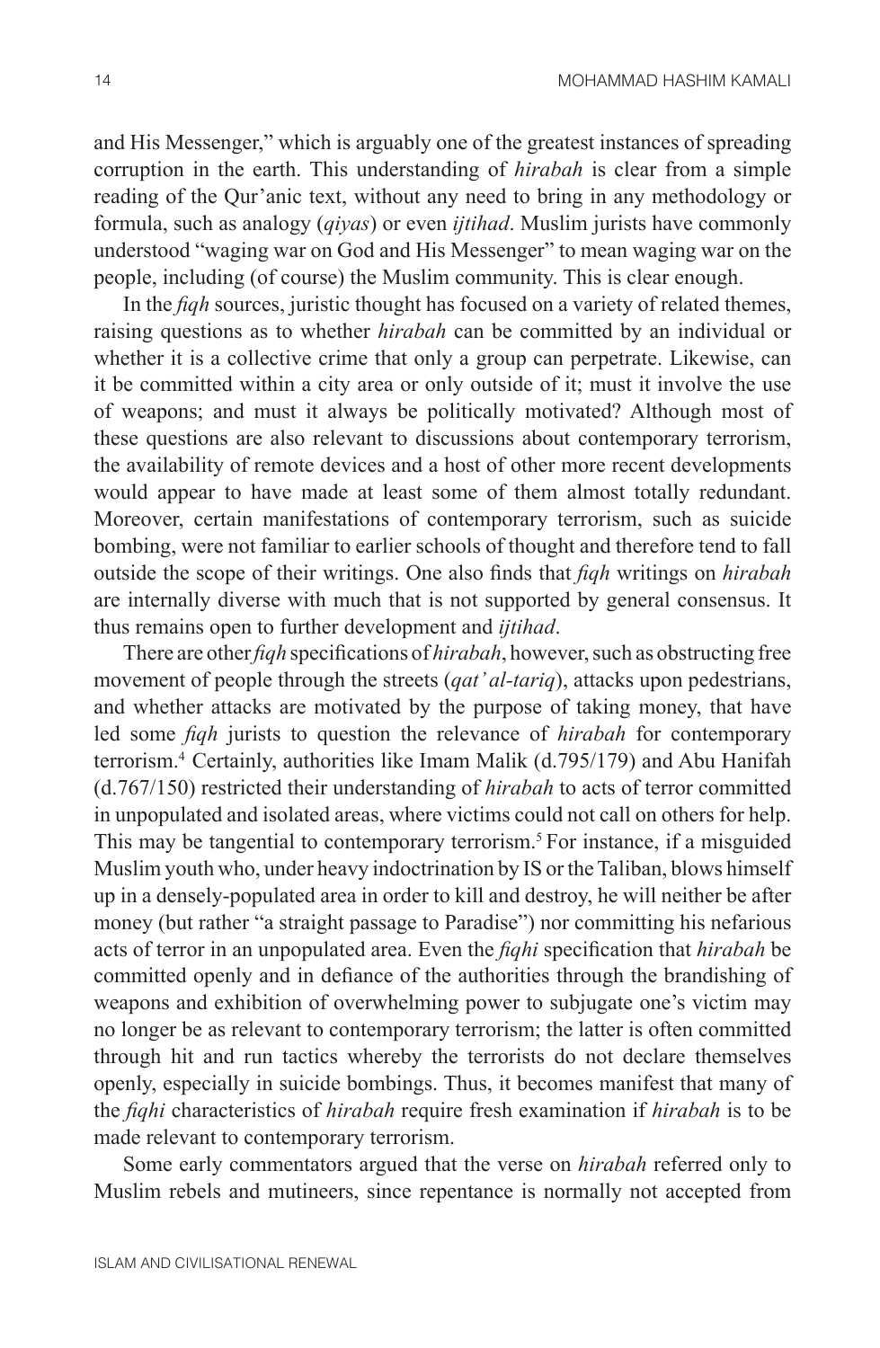and His Messenger," which is arguably one of the greatest instances of spreading corruption in the earth. This understanding of *hirabah* is clear from a simple reading of the Qur'anic text, without any need to bring in any methodology or formula, such as analogy (*qiyas*) or even *ijtihad*. Muslim jurists have commonly understood "waging war on God and His Messenger" to mean waging war on the people, including (of course) the Muslim community. This is clear enough.

In the *fiqh* sources, juristic thought has focused on a variety of related themes, raising questions as to whether *hirabah* can be committed by an individual or whether it is a collective crime that only a group can perpetrate. Likewise, can it be committed within a city area or only outside of it; must it involve the use of weapons; and must it always be politically motivated? Although most of these questions are also relevant to discussions about contemporary terrorism, the availability of remote devices and a host of other more recent developments would appear to have made at least some of them almost totally redundant. Moreover, certain manifestations of contemporary terrorism, such as suicide bombing, were not familiar to earlier schools of thought and therefore tend to fall outside the scope of their writings. One also finds that *fiqh* writings on *hirabah* are internally diverse with much that is not supported by general consensus. It thus remains open to further development and *ijtihad*.

There are other *fiqh* specifications of *hirabah*, however, such as obstructing free movement of people through the streets (*qat' al-tariq*), attacks upon pedestrians, and whether attacks are motivated by the purpose of taking money, that have led some *fiqh* jurists to question the relevance of *hirabah* for contemporary terrorism.[4] Certainly, authorities like Imam Malik (d.795/179) and Abu Hanifah (d.767/150) restricted their understanding of *hirabah* to acts of terror committed in unpopulated and isolated areas, where victims could not call on others for help. This may be tangential to contemporary terrorism.[5] For instance, if a misguided Muslim youth who, under heavy indoctrination by IS or the Taliban, blows himself up in a densely-populated area in order to kill and destroy, he will neither be after money (but rather "a straight passage to Paradise") nor committing his nefarious acts of terror in an unpopulated area. Even the *fiqhi* specification that *hirabah* be committed openly and in defiance of the authorities through the brandishing of weapons and exhibition of overwhelming power to subjugate one's victim may no longer be as relevant to contemporary terrorism; the latter is often committed through hit and run tactics whereby the terrorists do not declare themselves openly, especially in suicide bombings. Thus, it becomes manifest that many of the *fiqhi* characteristics of *hirabah* require fresh examination if *hirabah* is to be made relevant to contemporary terrorism.

Some early commentators argued that the verse on *hirabah* referred only to Muslim rebels and mutineers, since repentance is normally not accepted from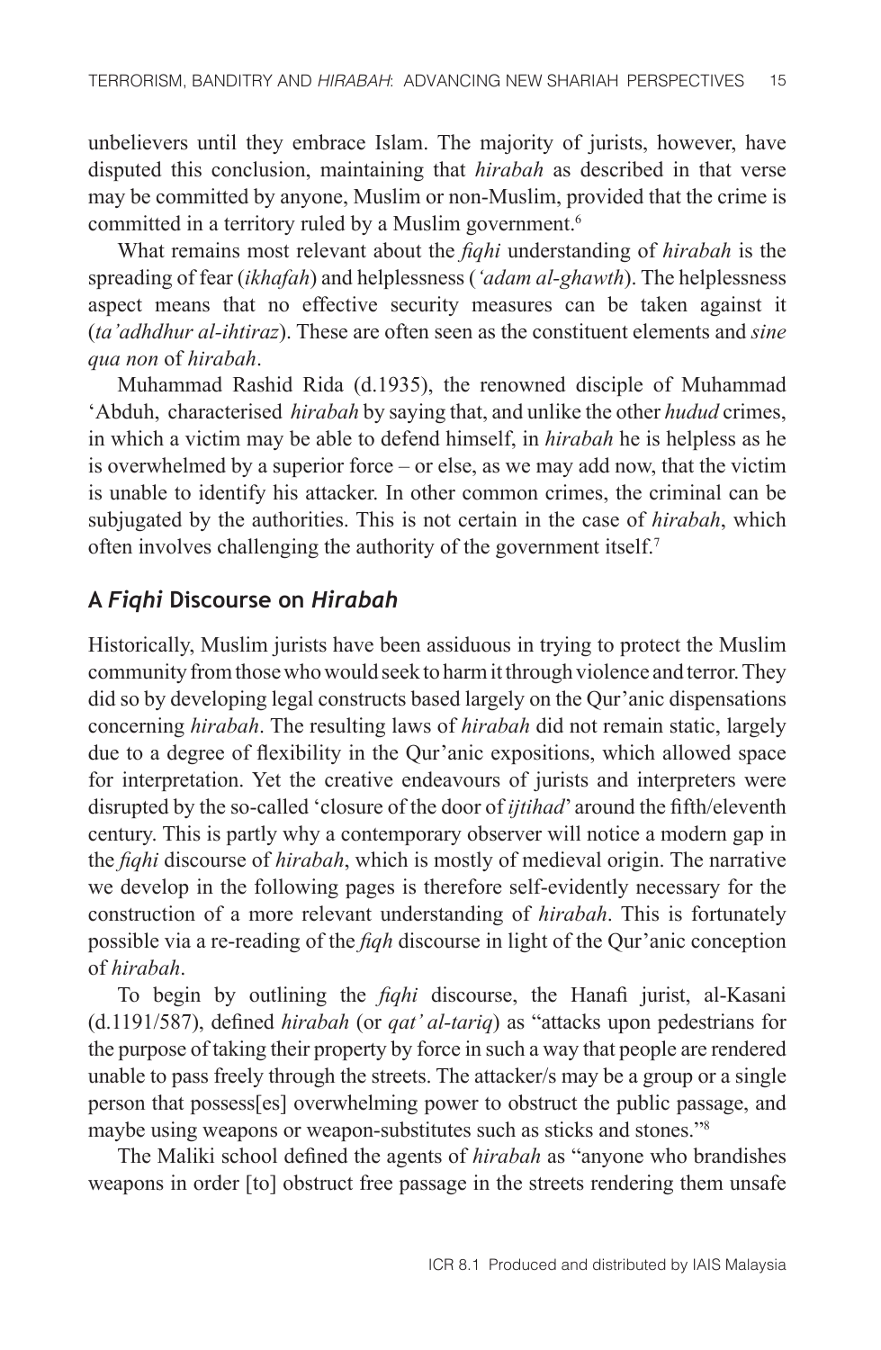unbelievers until they embrace Islam. The majority of jurists, however, have disputed this conclusion, maintaining that *hirabah* as described in that verse may be committed by anyone, Muslim or non-Muslim, provided that the crime is committed in a territory ruled by a Muslim government.[6]

What remains most relevant about the *fiqhi* understanding of *hirabah* is the spreading of fear (*ikhafah*) and helplessness (*'adam al-ghawth*). The helplessness aspect means that no effective security measures can be taken against it (*ta'adhdhur al-ihtiraz*). These are often seen as the constituent elements and *sine qua non* of *hirabah*.

Muhammad Rashid Rida (d.1935), the renowned disciple of Muhammad 'Abduh, characterised *hirabah* by saying that, and unlike the other *hudud* crimes, in which a victim may be able to defend himself, in *hirabah* he is helpless as he is overwhelmed by a superior force – or else, as we may add now, that the victim is unable to identify his attacker. In other common crimes, the criminal can be subjugated by the authorities. This is not certain in the case of *hirabah*, which often involves challenging the authority of the government itself.[7]

## A *Fiqhi* Discourse on *Hirabah*

Historically, Muslim jurists have been assiduous in trying to protect the Muslim community from those who would seek to harm it through violence and terror. They did so by developing legal constructs based largely on the Qur'anic dispensations concerning *hirabah*. The resulting laws of *hirabah* did not remain static, largely due to a degree of flexibility in the Qur'anic expositions, which allowed space for interpretation. Yet the creative endeavours of jurists and interpreters were disrupted by the so-called 'closure of the door of *ijtihad*' around the fifth/eleventh century. This is partly why a contemporary observer will notice a modern gap in the *fiqhi* discourse of *hirabah*, which is mostly of medieval origin. The narrative we develop in the following pages is therefore self-evidently necessary for the construction of a more relevant understanding of *hirabah*. This is fortunately possible via a re-reading of the *fiqh* discourse in light of the Qur'anic conception of *hirabah*.

To begin by outlining the *fiqhi* discourse, the Hanafi jurist, al-Kasani (d.1191/587), defined *hirabah* (or *qat' al-tariq*) as "attacks upon pedestrians for the purpose of taking their property by force in such a way that people are rendered unable to pass freely through the streets. The attacker/s may be a group or a single person that possess[es] overwhelming power to obstruct the public passage, and maybe using weapons or weapon-substitutes such as sticks and stones."[8]

The Maliki school defined the agents of *hirabah* as "anyone who brandishes weapons in order [to] obstruct free passage in the streets rendering them unsafe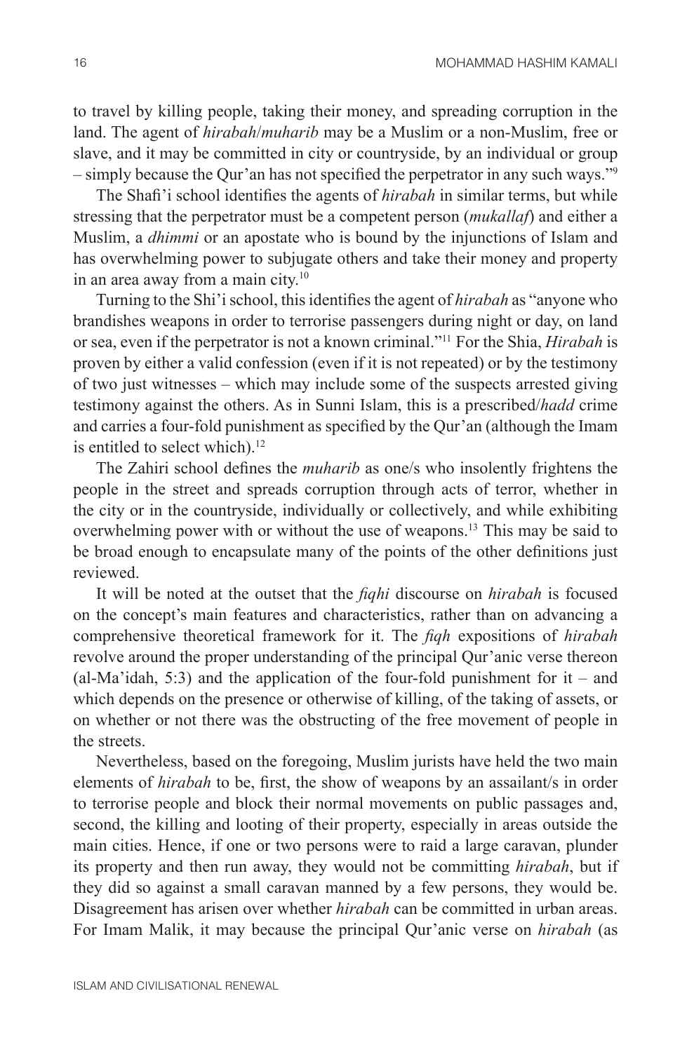to travel by killing people, taking their money, and spreading corruption in the land. The agent of *hirabah*/*muharib* may be a Muslim or a non-Muslim, free or slave, and it may be committed in city or countryside, by an individual or group – simply because the Qur'an has not specified the perpetrator in any such ways."[9]

The Shafi'i school identifies the agents of *hirabah* in similar terms, but while stressing that the perpetrator must be a competent person (*mukallaf*) and either a Muslim, a *dhimmi* or an apostate who is bound by the injunctions of Islam and has overwhelming power to subjugate others and take their money and property in an area away from a main city.[10]

Turning to the Shi'i school, this identifies the agent of *hirabah* as "anyone who brandishes weapons in order to terrorise passengers during night or day, on land or sea, even if the perpetrator is not a known criminal."[11] For the Shia, *Hirabah* is proven by either a valid confession (even if it is not repeated) or by the testimony of two just witnesses – which may include some of the suspects arrested giving testimony against the others. As in Sunni Islam, this is a prescribed/*hadd* crime and carries a four-fold punishment as specified by the Qur'an (although the Imam is entitled to select which).[12]

The Zahiri school defines the *muharib* as one/s who insolently frightens the people in the street and spreads corruption through acts of terror, whether in the city or in the countryside, individually or collectively, and while exhibiting overwhelming power with or without the use of weapons.[13] This may be said to be broad enough to encapsulate many of the points of the other definitions just reviewed.

It will be noted at the outset that the *fiqhi* discourse on *hirabah* is focused on the concept's main features and characteristics, rather than on advancing a comprehensive theoretical framework for it. The *fiqh* expositions of *hirabah* revolve around the proper understanding of the principal Qur'anic verse thereon (al-Ma'idah, 5:3) and the application of the four-fold punishment for it – and which depends on the presence or otherwise of killing, of the taking of assets, or on whether or not there was the obstructing of the free movement of people in the streets.

Nevertheless, based on the foregoing, Muslim jurists have held the two main elements of *hirabah* to be, first, the show of weapons by an assailant/s in order to terrorise people and block their normal movements on public passages and, second, the killing and looting of their property, especially in areas outside the main cities. Hence, if one or two persons were to raid a large caravan, plunder its property and then run away, they would not be committing *hirabah*, but if they did so against a small caravan manned by a few persons, they would be. Disagreement has arisen over whether *hirabah* can be committed in urban areas. For Imam Malik, it may because the principal Qur'anic verse on *hirabah* (as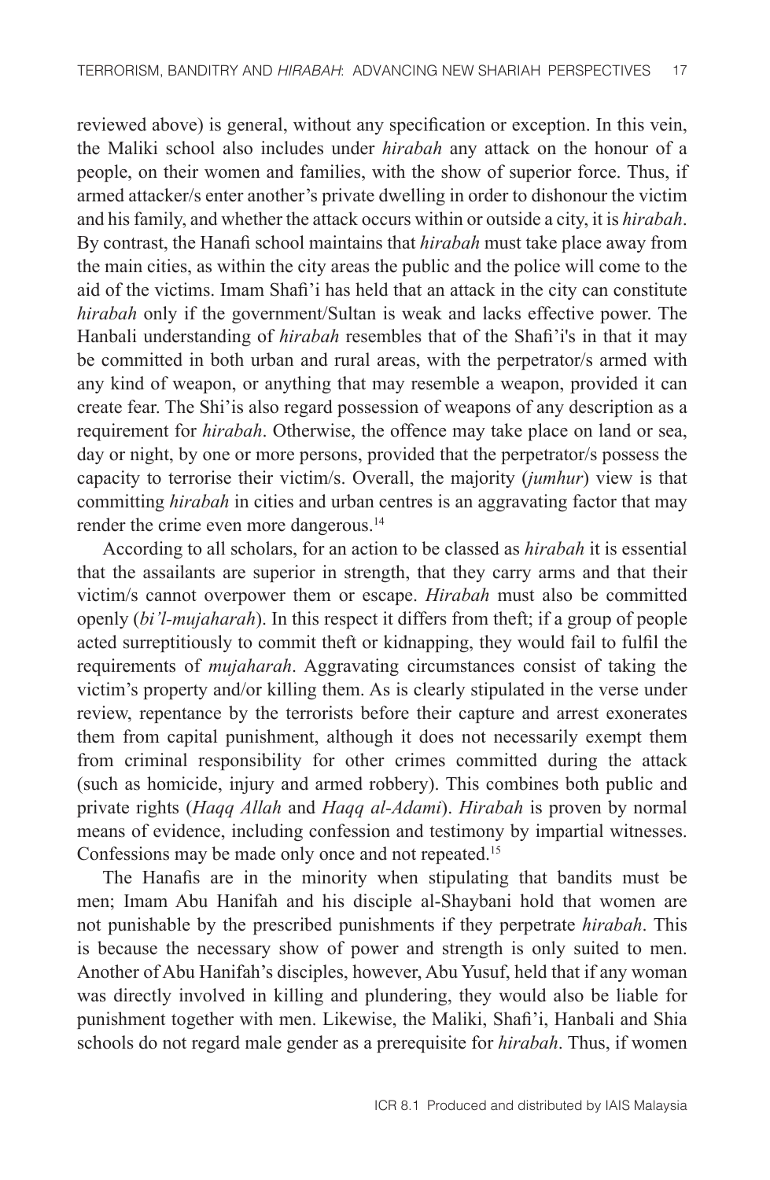reviewed above) is general, without any specification or exception. In this vein, the Maliki school also includes under *hirabah* any attack on the honour of a people, on their women and families, with the show of superior force. Thus, if armed attacker/s enter another's private dwelling in order to dishonour the victim and his family, and whether the attack occurs within or outside a city, it is *hirabah*. By contrast, the Hanafi school maintains that *hirabah* must take place away from the main cities, as within the city areas the public and the police will come to the aid of the victims. Imam Shafi'i has held that an attack in the city can constitute *hirabah* only if the government/Sultan is weak and lacks effective power. The Hanbali understanding of *hirabah* resembles that of the Shafi'i's in that it may be committed in both urban and rural areas, with the perpetrator/s armed with any kind of weapon, or anything that may resemble a weapon, provided it can create fear. The Shi'is also regard possession of weapons of any description as a requirement for *hirabah*. Otherwise, the offence may take place on land or sea, day or night, by one or more persons, provided that the perpetrator/s possess the capacity to terrorise their victim/s. Overall, the majority (*jumhur*) view is that committing *hirabah* in cities and urban centres is an aggravating factor that may render the crime even more dangerous.[14]

According to all scholars, for an action to be classed as *hirabah* it is essential that the assailants are superior in strength, that they carry arms and that their victim/s cannot overpower them or escape. *Hirabah* must also be committed openly (*bi'l-mujaharah*). In this respect it differs from theft; if a group of people acted surreptitiously to commit theft or kidnapping, they would fail to fulfil the requirements of *mujaharah*. Aggravating circumstances consist of taking the victim's property and/or killing them. As is clearly stipulated in the verse under review, repentance by the terrorists before their capture and arrest exonerates them from capital punishment, although it does not necessarily exempt them from criminal responsibility for other crimes committed during the attack (such as homicide, injury and armed robbery). This combines both public and private rights (*Haqq Allah* and *Haqq al-Adami*). *Hirabah* is proven by normal means of evidence, including confession and testimony by impartial witnesses. Confessions may be made only once and not repeated.[15]

The Hanafis are in the minority when stipulating that bandits must be men; Imam Abu Hanifah and his disciple al-Shaybani hold that women are not punishable by the prescribed punishments if they perpetrate *hirabah*. This is because the necessary show of power and strength is only suited to men. Another of Abu Hanifah's disciples, however, Abu Yusuf, held that if any woman was directly involved in killing and plundering, they would also be liable for punishment together with men. Likewise, the Maliki, Shafi'i, Hanbali and Shia schools do not regard male gender as a prerequisite for *hirabah*. Thus, if women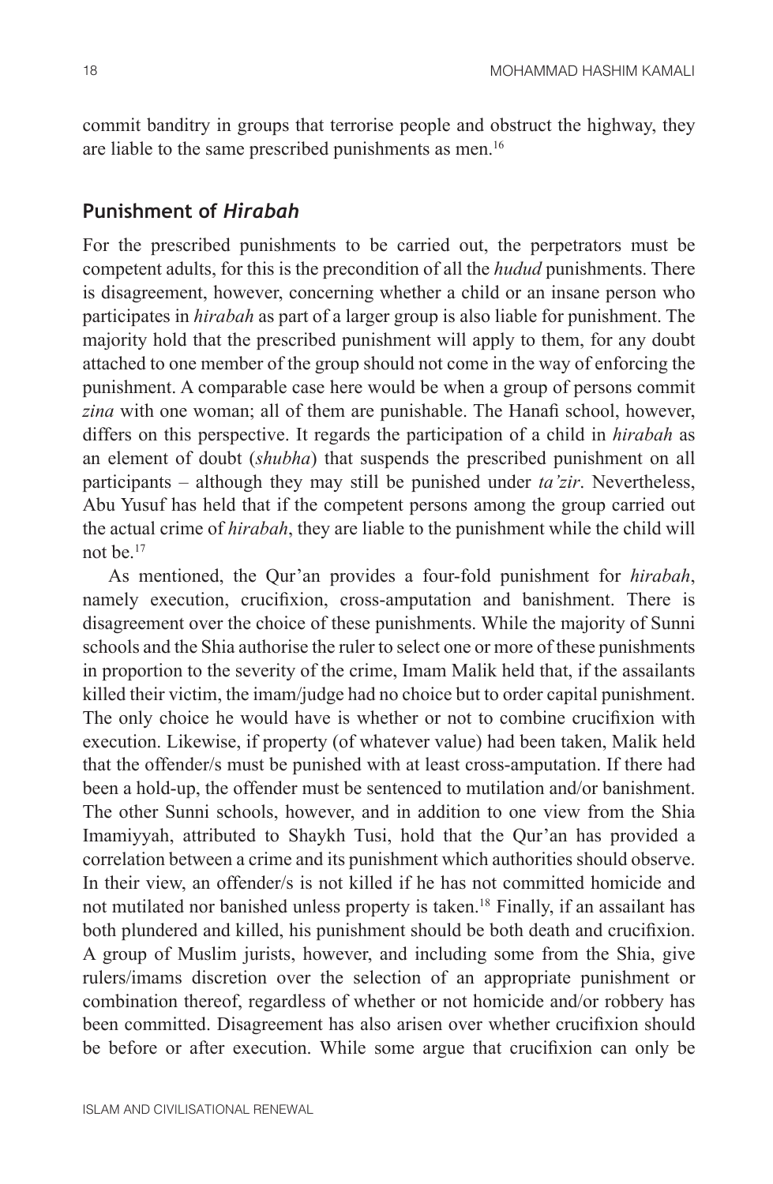commit banditry in groups that terrorise people and obstruct the highway, they are liable to the same prescribed punishments as men.[16]

## Punishment of *Hirabah*

For the prescribed punishments to be carried out, the perpetrators must be competent adults, for this is the precondition of all the *hudud* punishments. There is disagreement, however, concerning whether a child or an insane person who participates in *hirabah* as part of a larger group is also liable for punishment. The majority hold that the prescribed punishment will apply to them, for any doubt attached to one member of the group should not come in the way of enforcing the punishment. A comparable case here would be when a group of persons commit *zina* with one woman; all of them are punishable. The Hanafi school, however, differs on this perspective. It regards the participation of a child in *hirabah* as an element of doubt (*shubha*) that suspends the prescribed punishment on all participants – although they may still be punished under *ta'zir*. Nevertheless, Abu Yusuf has held that if the competent persons among the group carried out the actual crime of *hirabah*, they are liable to the punishment while the child will not be.[17]

As mentioned, the Qur'an provides a four-fold punishment for *hirabah*, namely execution, crucifixion, cross-amputation and banishment. There is disagreement over the choice of these punishments. While the majority of Sunni schools and the Shia authorise the ruler to select one or more of these punishments in proportion to the severity of the crime, Imam Malik held that, if the assailants killed their victim, the imam/judge had no choice but to order capital punishment. The only choice he would have is whether or not to combine crucifixion with execution. Likewise, if property (of whatever value) had been taken, Malik held that the offender/s must be punished with at least cross-amputation. If there had been a hold-up, the offender must be sentenced to mutilation and/or banishment. The other Sunni schools, however, and in addition to one view from the Shia Imamiyyah, attributed to Shaykh Tusi, hold that the Qur'an has provided a correlation between a crime and its punishment which authorities should observe. In their view, an offender/s is not killed if he has not committed homicide and not mutilated nor banished unless property is taken.[18] Finally, if an assailant has both plundered and killed, his punishment should be both death and crucifixion. A group of Muslim jurists, however, and including some from the Shia, give rulers/imams discretion over the selection of an appropriate punishment or combination thereof, regardless of whether or not homicide and/or robbery has been committed. Disagreement has also arisen over whether crucifixion should be before or after execution. While some argue that crucifixion can only be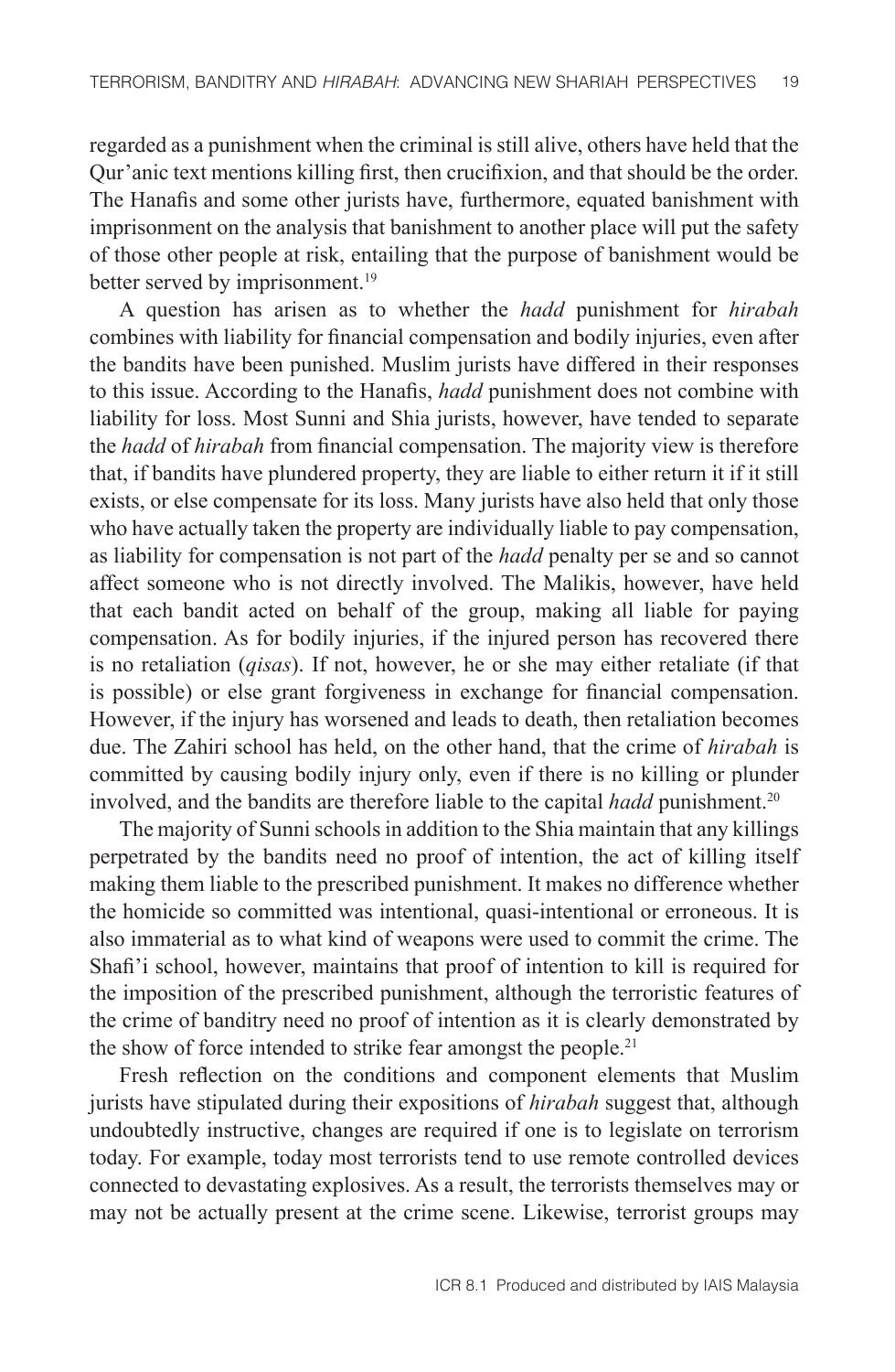regarded as a punishment when the criminal is still alive, others have held that the Qur'anic text mentions killing first, then crucifixion, and that should be the order. The Hanafis and some other jurists have, furthermore, equated banishment with imprisonment on the analysis that banishment to another place will put the safety of those other people at risk, entailing that the purpose of banishment would be better served by imprisonment.[19]

A question has arisen as to whether the *hadd* punishment for *hirabah* combines with liability for financial compensation and bodily injuries, even after the bandits have been punished. Muslim jurists have differed in their responses to this issue. According to the Hanafis, *hadd* punishment does not combine with liability for loss. Most Sunni and Shia jurists, however, have tended to separate the *hadd* of *hirabah* from financial compensation. The majority view is therefore that, if bandits have plundered property, they are liable to either return it if it still exists, or else compensate for its loss. Many jurists have also held that only those who have actually taken the property are individually liable to pay compensation, as liability for compensation is not part of the *hadd* penalty per se and so cannot affect someone who is not directly involved. The Malikis, however, have held that each bandit acted on behalf of the group, making all liable for paying compensation. As for bodily injuries, if the injured person has recovered there is no retaliation (*qisas*). If not, however, he or she may either retaliate (if that is possible) or else grant forgiveness in exchange for financial compensation. However, if the injury has worsened and leads to death, then retaliation becomes due. The Zahiri school has held, on the other hand, that the crime of *hirabah* is committed by causing bodily injury only, even if there is no killing or plunder involved, and the bandits are therefore liable to the capital *hadd* punishment.[20]

The majority of Sunni schools in addition to the Shia maintain that any killings perpetrated by the bandits need no proof of intention, the act of killing itself making them liable to the prescribed punishment. It makes no difference whether the homicide so committed was intentional, quasi-intentional or erroneous. It is also immaterial as to what kind of weapons were used to commit the crime. The Shafi'i school, however, maintains that proof of intention to kill is required for the imposition of the prescribed punishment, although the terroristic features of the crime of banditry need no proof of intention as it is clearly demonstrated by the show of force intended to strike fear amongst the people.[21]

Fresh reflection on the conditions and component elements that Muslim jurists have stipulated during their expositions of *hirabah* suggest that, although undoubtedly instructive, changes are required if one is to legislate on terrorism today. For example, today most terrorists tend to use remote controlled devices connected to devastating explosives. As a result, the terrorists themselves may or may not be actually present at the crime scene. Likewise, terrorist groups may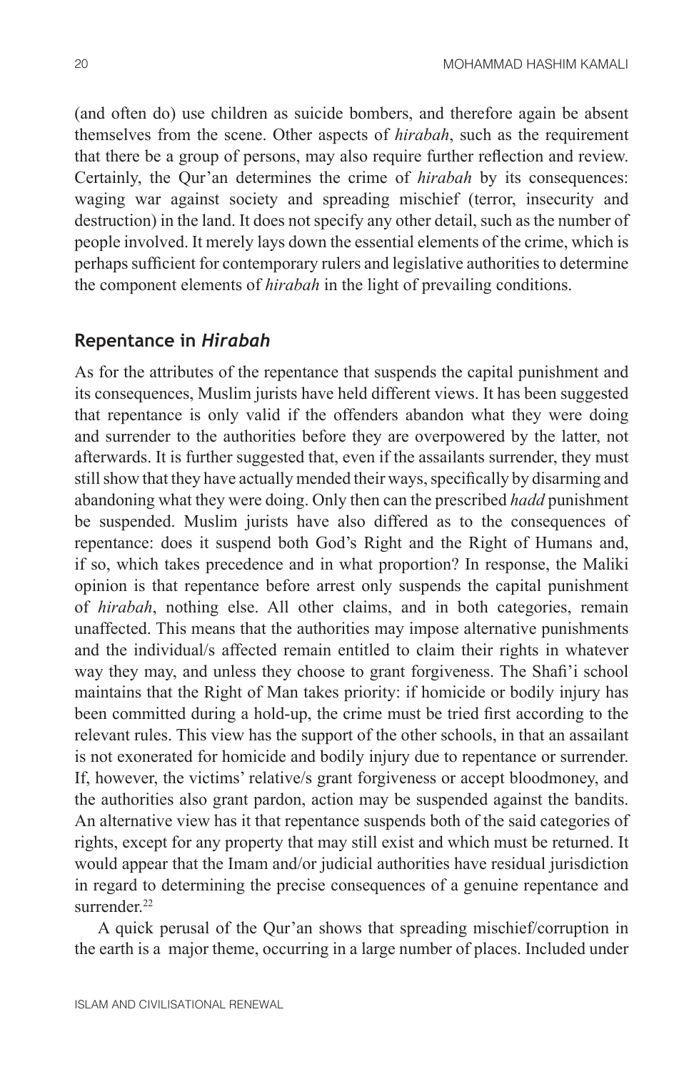(and often do) use children as suicide bombers, and therefore again be absent themselves from the scene. Other aspects of *hirabah*, such as the requirement that there be a group of persons, may also require further reflection and review. Certainly, the Qur'an determines the crime of *hirabah* by its consequences: waging war against society and spreading mischief (terror, insecurity and destruction) in the land. It does not specify any other detail, such as the number of people involved. It merely lays down the essential elements of the crime, which is perhaps sufficient for contemporary rulers and legislative authorities to determine the component elements of *hirabah* in the light of prevailing conditions.

## Repentance in *Hirabah*

As for the attributes of the repentance that suspends the capital punishment and its consequences, Muslim jurists have held different views. It has been suggested that repentance is only valid if the offenders abandon what they were doing and surrender to the authorities before they are overpowered by the latter, not afterwards. It is further suggested that, even if the assailants surrender, they must still show that they have actually mended their ways, specifically by disarming and abandoning what they were doing. Only then can the prescribed *hadd* punishment be suspended. Muslim jurists have also differed as to the consequences of repentance: does it suspend both God's Right and the Right of Humans and, if so, which takes precedence and in what proportion? In response, the Maliki opinion is that repentance before arrest only suspends the capital punishment of *hirabah*, nothing else. All other claims, and in both categories, remain unaffected. This means that the authorities may impose alternative punishments and the individual/s affected remain entitled to claim their rights in whatever way they may, and unless they choose to grant forgiveness. The Shafi'i school maintains that the Right of Man takes priority: if homicide or bodily injury has been committed during a hold-up, the crime must be tried first according to the relevant rules. This view has the support of the other schools, in that an assailant is not exonerated for homicide and bodily injury due to repentance or surrender. If, however, the victims' relative/s grant forgiveness or accept bloodmoney, and the authorities also grant pardon, action may be suspended against the bandits. An alternative view has it that repentance suspends both of the said categories of rights, except for any property that may still exist and which must be returned. It would appear that the Imam and/or judicial authorities have residual jurisdiction in regard to determining the precise consequences of a genuine repentance and surrender.[22]

A quick perusal of the Qur'an shows that spreading mischief/corruption in the earth is a major theme, occurring in a large number of places. Included under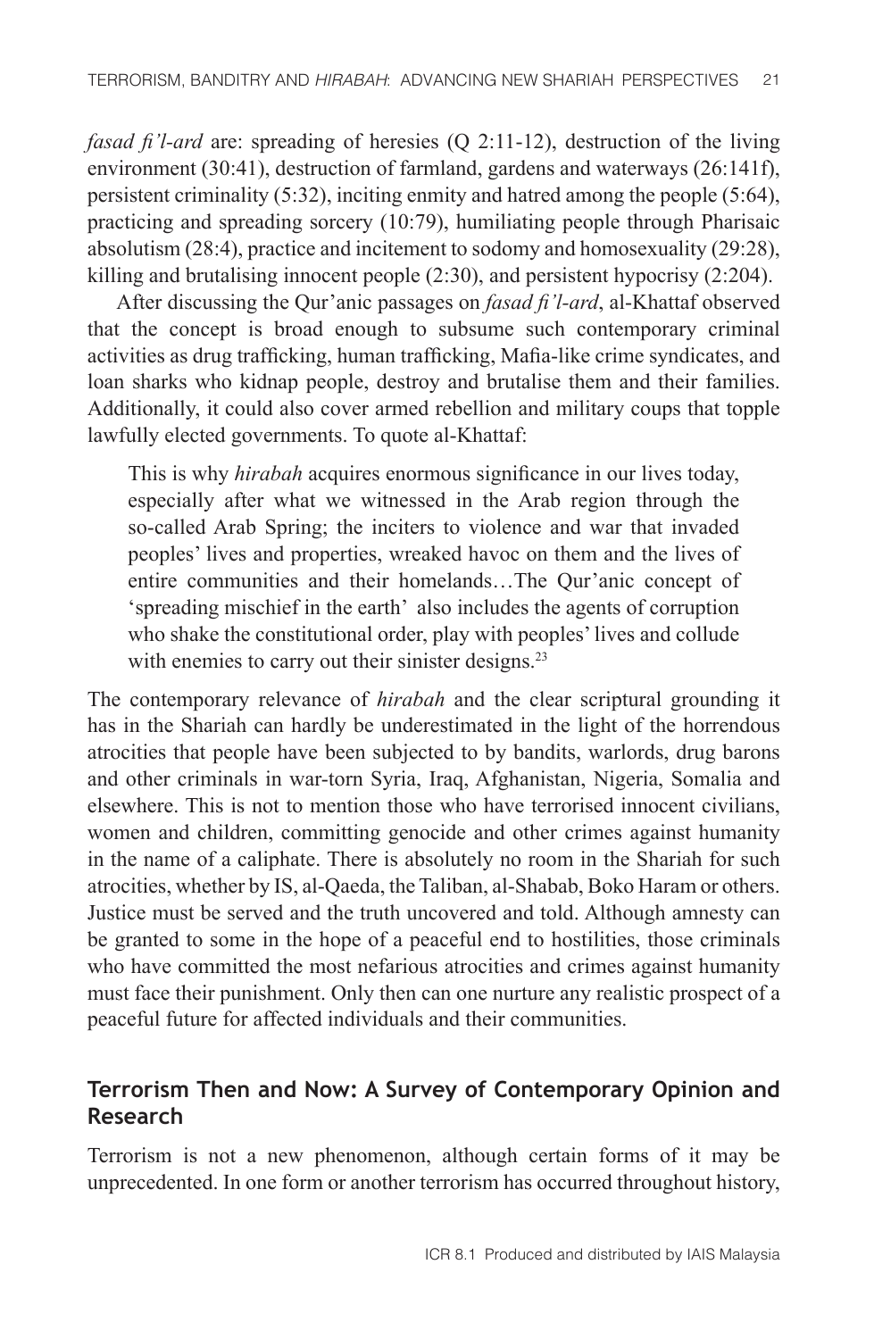*fasad fi'l-ard* are: spreading of heresies (Q 2:11-12), destruction of the living environment (30:41), destruction of farmland, gardens and waterways (26:141f), persistent criminality (5:32), inciting enmity and hatred among the people (5:64), practicing and spreading sorcery (10:79), humiliating people through Pharisaic absolutism (28:4), practice and incitement to sodomy and homosexuality (29:28), killing and brutalising innocent people (2:30), and persistent hypocrisy (2:204).

After discussing the Qur'anic passages on *fasad fi'l-ard*, al-Khattaf observed that the concept is broad enough to subsume such contemporary criminal activities as drug trafficking, human trafficking, Mafia-like crime syndicates, and loan sharks who kidnap people, destroy and brutalise them and their families. Additionally, it could also cover armed rebellion and military coups that topple lawfully elected governments. To quote al-Khattaf:

> This is why *hirabah* acquires enormous significance in our lives today, especially after what we witnessed in the Arab region through the so-called Arab Spring; the inciters to violence and war that invaded peoples' lives and properties, wreaked havoc on them and the lives of entire communities and their homelands…The Qur'anic concept of 'spreading mischief in the earth' also includes the agents of corruption who shake the constitutional order, play with peoples' lives and collude with enemies to carry out their sinister designs.[23]

The contemporary relevance of *hirabah* and the clear scriptural grounding it has in the Shariah can hardly be underestimated in the light of the horrendous atrocities that people have been subjected to by bandits, warlords, drug barons and other criminals in war-torn Syria, Iraq, Afghanistan, Nigeria, Somalia and elsewhere. This is not to mention those who have terrorised innocent civilians, women and children, committing genocide and other crimes against humanity in the name of a caliphate. There is absolutely no room in the Shariah for such atrocities, whether by IS, al-Qaeda, the Taliban, al-Shabab, Boko Haram or others. Justice must be served and the truth uncovered and told. Although amnesty can be granted to some in the hope of a peaceful end to hostilities, those criminals who have committed the most nefarious atrocities and crimes against humanity must face their punishment. Only then can one nurture any realistic prospect of a peaceful future for affected individuals and their communities.

## Terrorism Then and Now: A Survey of Contemporary Opinion and Research

Terrorism is not a new phenomenon, although certain forms of it may be unprecedented. In one form or another terrorism has occurred throughout history,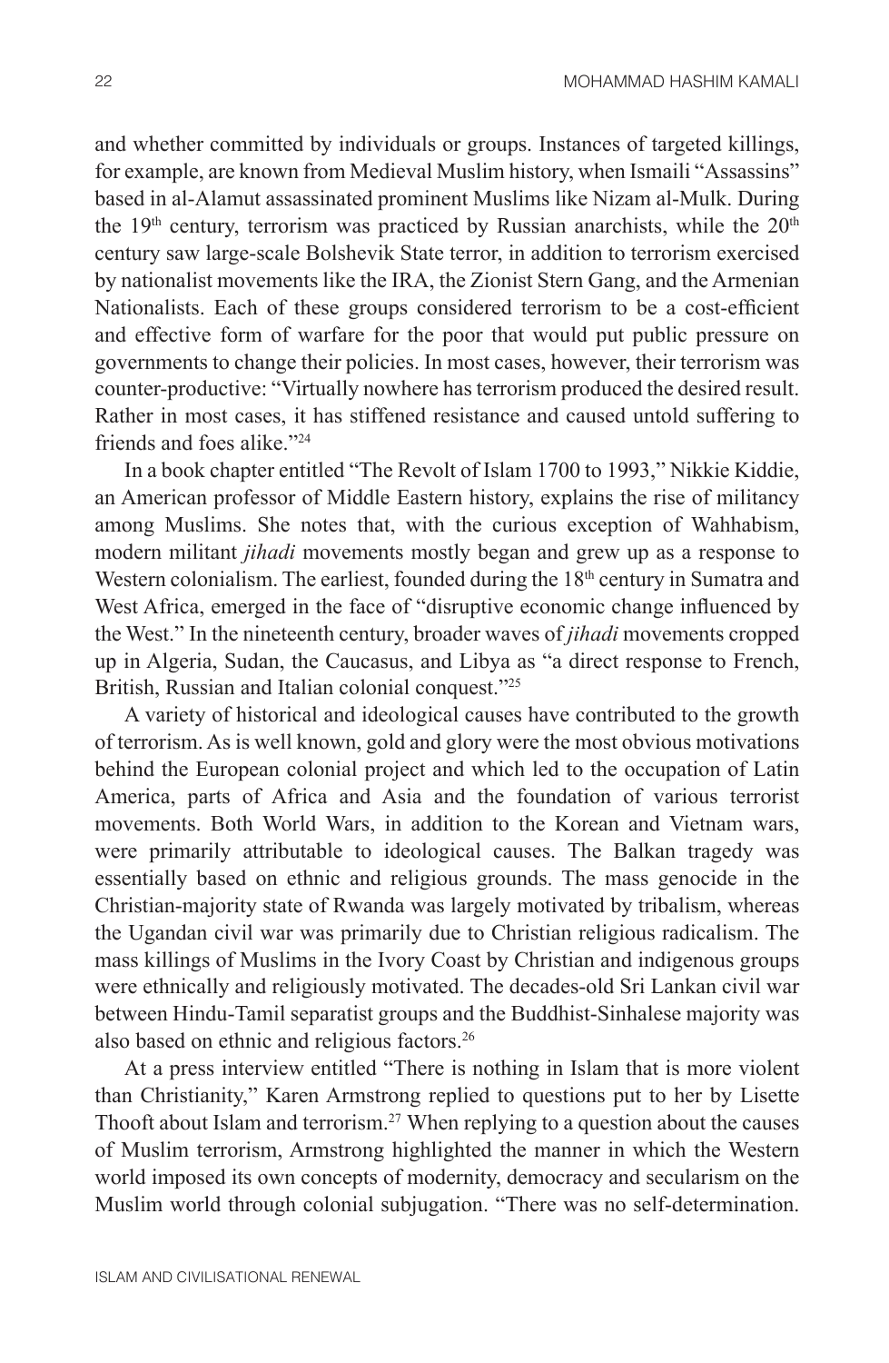and whether committed by individuals or groups. Instances of targeted killings, for example, are known from Medieval Muslim history, when Ismaili "Assassins" based in al-Alamut assassinated prominent Muslims like Nizam al-Mulk. During the $19^{th}$ century, terrorism was practiced by Russian anarchists, while the $20^{th}$ century saw large-scale Bolshevik State terror, in addition to terrorism exercised by nationalist movements like the IRA, the Zionist Stern Gang, and the Armenian Nationalists. Each of these groups considered terrorism to be a cost-efficient and effective form of warfare for the poor that would put public pressure on governments to change their policies. In most cases, however, their terrorism was counter-productive: "Virtually nowhere has terrorism produced the desired result. Rather in most cases, it has stiffened resistance and caused untold suffering to friends and foes alike."[24]

In a book chapter entitled "The Revolt of Islam 1700 to 1993," Nikkie Kiddie, an American professor of Middle Eastern history, explains the rise of militancy among Muslims. She notes that, with the curious exception of Wahhabism, modern militant *jihadi* movements mostly began and grew up as a response to Western colonialism. The earliest, founded during the $18^{th}$ century in Sumatra and West Africa, emerged in the face of "disruptive economic change influenced by the West." In the nineteenth century, broader waves of *jihadi* movements cropped up in Algeria, Sudan, the Caucasus, and Libya as "a direct response to French, British, Russian and Italian colonial conquest."[25]

A variety of historical and ideological causes have contributed to the growth of terrorism. As is well known, gold and glory were the most obvious motivations behind the European colonial project and which led to the occupation of Latin America, parts of Africa and Asia and the foundation of various terrorist movements. Both World Wars, in addition to the Korean and Vietnam wars, were primarily attributable to ideological causes. The Balkan tragedy was essentially based on ethnic and religious grounds. The mass genocide in the Christian-majority state of Rwanda was largely motivated by tribalism, whereas the Ugandan civil war was primarily due to Christian religious radicalism. The mass killings of Muslims in the Ivory Coast by Christian and indigenous groups were ethnically and religiously motivated. The decades-old Sri Lankan civil war between Hindu-Tamil separatist groups and the Buddhist-Sinhalese majority was also based on ethnic and religious factors.[26]

At a press interview entitled "There is nothing in Islam that is more violent than Christianity," Karen Armstrong replied to questions put to her by Lisette Thooft about Islam and terrorism.[27] When replying to a question about the causes of Muslim terrorism, Armstrong highlighted the manner in which the Western world imposed its own concepts of modernity, democracy and secularism on the Muslim world through colonial subjugation. "There was no self-determination.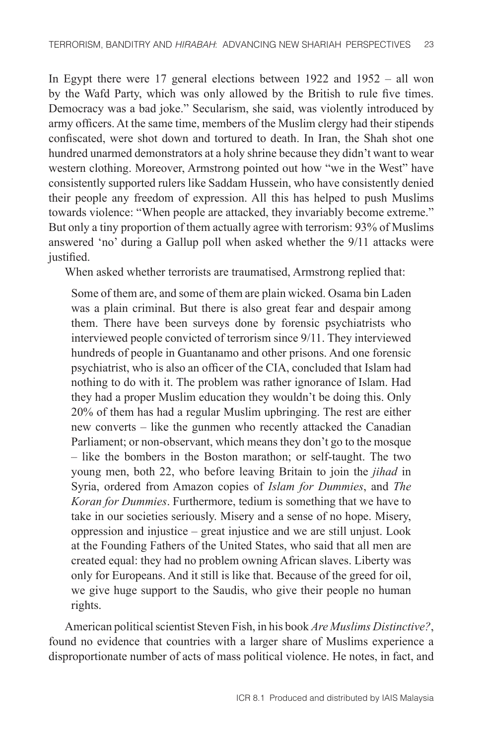In Egypt there were 17 general elections between 1922 and 1952 – all won by the Wafd Party, which was only allowed by the British to rule five times. Democracy was a bad joke." Secularism, she said, was violently introduced by army officers. At the same time, members of the Muslim clergy had their stipends confiscated, were shot down and tortured to death. In Iran, the Shah shot one hundred unarmed demonstrators at a holy shrine because they didn't want to wear western clothing. Moreover, Armstrong pointed out how "we in the West" have consistently supported rulers like Saddam Hussein, who have consistently denied their people any freedom of expression. All this has helped to push Muslims towards violence: "When people are attacked, they invariably become extreme." But only a tiny proportion of them actually agree with terrorism: 93% of Muslims answered 'no' during a Gallup poll when asked whether the 9/11 attacks were justified.

When asked whether terrorists are traumatised, Armstrong replied that:

> Some of them are, and some of them are plain wicked. Osama bin Laden was a plain criminal. But there is also great fear and despair among them. There have been surveys done by forensic psychiatrists who interviewed people convicted of terrorism since 9/11. They interviewed hundreds of people in Guantanamo and other prisons. And one forensic psychiatrist, who is also an officer of the CIA, concluded that Islam had nothing to do with it. The problem was rather ignorance of Islam. Had they had a proper Muslim education they wouldn't be doing this. Only 20% of them has had a regular Muslim upbringing. The rest are either new converts – like the gunmen who recently attacked the Canadian Parliament; or non-observant, which means they don't go to the mosque – like the bombers in the Boston marathon; or self-taught. The two young men, both 22, who before leaving Britain to join the *jihad* in Syria, ordered from Amazon copies of *Islam for Dummies*, and *The Koran for Dummies*. Furthermore, tedium is something that we have to take in our societies seriously. Misery and a sense of no hope. Misery, oppression and injustice – great injustice and we are still unjust. Look at the Founding Fathers of the United States, who said that all men are created equal: they had no problem owning African slaves. Liberty was only for Europeans. And it still is like that. Because of the greed for oil, we give huge support to the Saudis, who give their people no human rights.

American political scientist Steven Fish, in his book *Are Muslims Distinctive?*, found no evidence that countries with a larger share of Muslims experience a disproportionate number of acts of mass political violence. He notes, in fact, and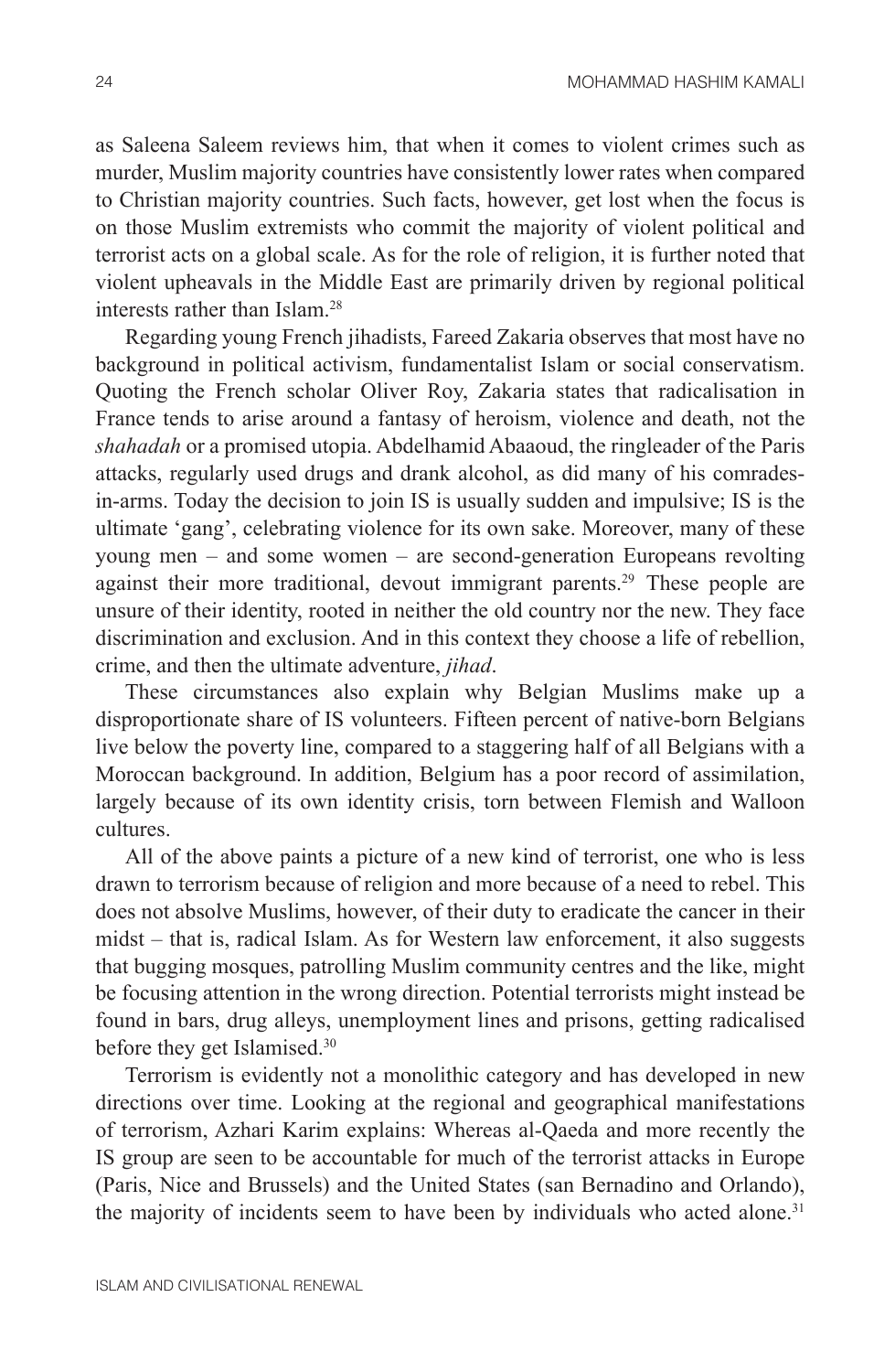as Saleena Saleem reviews him, that when it comes to violent crimes such as murder, Muslim majority countries have consistently lower rates when compared to Christian majority countries. Such facts, however, get lost when the focus is on those Muslim extremists who commit the majority of violent political and terrorist acts on a global scale. As for the role of religion, it is further noted that violent upheavals in the Middle East are primarily driven by regional political interests rather than Islam.[28]

Regarding young French jihadists, Fareed Zakaria observes that most have no background in political activism, fundamentalist Islam or social conservatism. Quoting the French scholar Oliver Roy, Zakaria states that radicalisation in France tends to arise around a fantasy of heroism, violence and death, not the *shahadah* or a promised utopia. Abdelhamid Abaaoud, the ringleader of the Paris attacks, regularly used drugs and drank alcohol, as did many of his comrades-in-arms. Today the decision to join IS is usually sudden and impulsive; IS is the ultimate 'gang', celebrating violence for its own sake. Moreover, many of these young men – and some women – are second-generation Europeans revolting against their more traditional, devout immigrant parents.[29] These people are unsure of their identity, rooted in neither the old country nor the new. They face discrimination and exclusion. And in this context they choose a life of rebellion, crime, and then the ultimate adventure, *jihad*.

These circumstances also explain why Belgian Muslims make up a disproportionate share of IS volunteers. Fifteen percent of native-born Belgians live below the poverty line, compared to a staggering half of all Belgians with a Moroccan background. In addition, Belgium has a poor record of assimilation, largely because of its own identity crisis, torn between Flemish and Walloon cultures.

All of the above paints a picture of a new kind of terrorist, one who is less drawn to terrorism because of religion and more because of a need to rebel. This does not absolve Muslims, however, of their duty to eradicate the cancer in their midst – that is, radical Islam. As for Western law enforcement, it also suggests that bugging mosques, patrolling Muslim community centres and the like, might be focusing attention in the wrong direction. Potential terrorists might instead be found in bars, drug alleys, unemployment lines and prisons, getting radicalised before they get Islamised.[30]

Terrorism is evidently not a monolithic category and has developed in new directions over time. Looking at the regional and geographical manifestations of terrorism, Azhari Karim explains: Whereas al-Qaeda and more recently the IS group are seen to be accountable for much of the terrorist attacks in Europe (Paris, Nice and Brussels) and the United States (san Bernadino and Orlando), the majority of incidents seem to have been by individuals who acted alone.[31]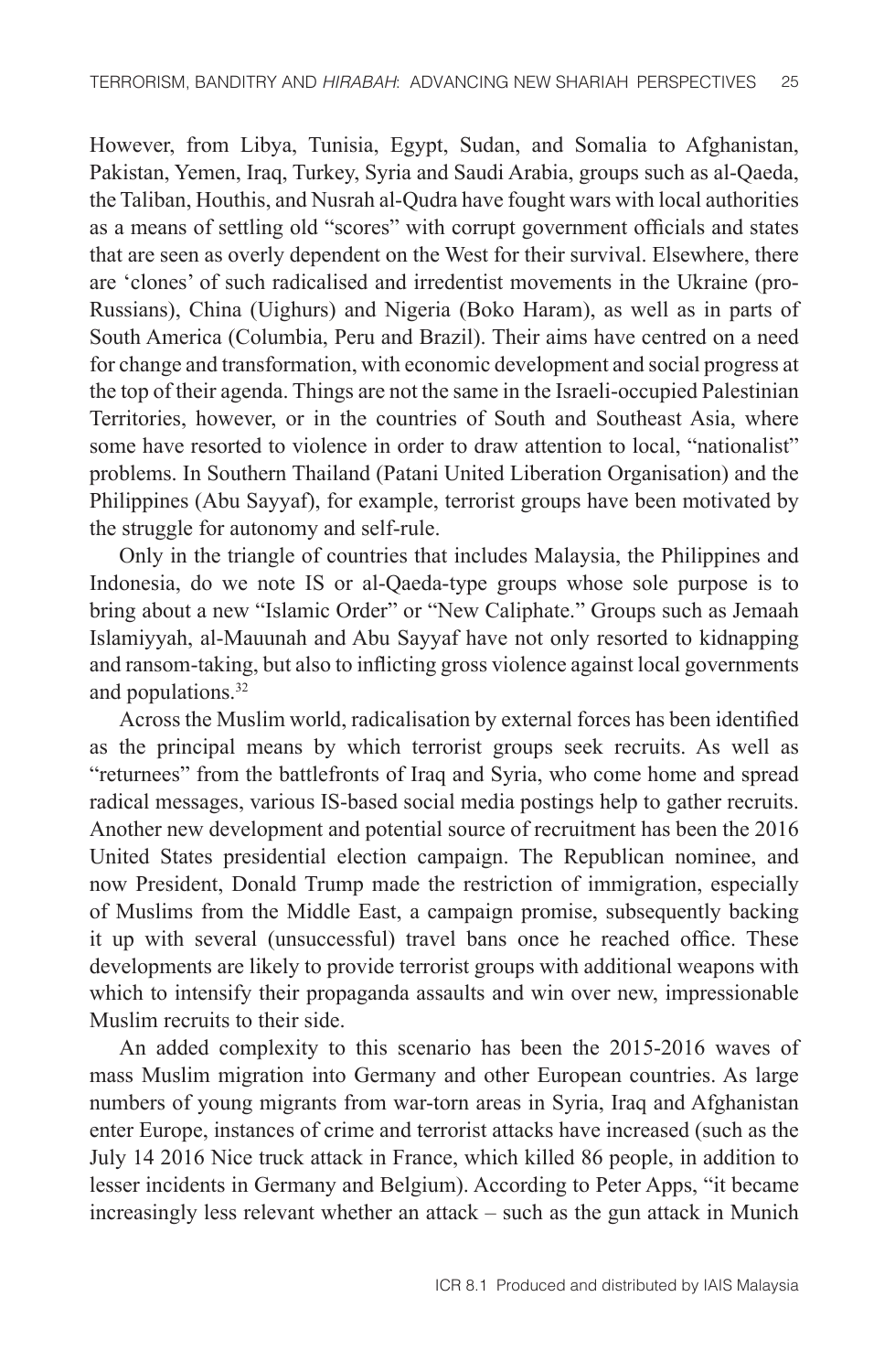However, from Libya, Tunisia, Egypt, Sudan, and Somalia to Afghanistan, Pakistan, Yemen, Iraq, Turkey, Syria and Saudi Arabia, groups such as al-Qaeda, the Taliban, Houthis, and Nusrah al-Qudra have fought wars with local authorities as a means of settling old "scores" with corrupt government officials and states that are seen as overly dependent on the West for their survival. Elsewhere, there are 'clones' of such radicalised and irredentist movements in the Ukraine (pro-Russians), China (Uighurs) and Nigeria (Boko Haram), as well as in parts of South America (Columbia, Peru and Brazil). Their aims have centred on a need for change and transformation, with economic development and social progress at the top of their agenda. Things are not the same in the Israeli-occupied Palestinian Territories, however, or in the countries of South and Southeast Asia, where some have resorted to violence in order to draw attention to local, "nationalist" problems. In Southern Thailand (Patani United Liberation Organisation) and the Philippines (Abu Sayyaf), for example, terrorist groups have been motivated by the struggle for autonomy and self-rule.

Only in the triangle of countries that includes Malaysia, the Philippines and Indonesia, do we note IS or al-Qaeda-type groups whose sole purpose is to bring about a new "Islamic Order" or "New Caliphate." Groups such as Jemaah Islamiyyah, al-Mauunah and Abu Sayyaf have not only resorted to kidnapping and ransom-taking, but also to inflicting gross violence against local governments and populations.[32]

Across the Muslim world, radicalisation by external forces has been identified as the principal means by which terrorist groups seek recruits. As well as "returnees" from the battlefronts of Iraq and Syria, who come home and spread radical messages, various IS-based social media postings help to gather recruits. Another new development and potential source of recruitment has been the 2016 United States presidential election campaign. The Republican nominee, and now President, Donald Trump made the restriction of immigration, especially of Muslims from the Middle East, a campaign promise, subsequently backing it up with several (unsuccessful) travel bans once he reached office. These developments are likely to provide terrorist groups with additional weapons with which to intensify their propaganda assaults and win over new, impressionable Muslim recruits to their side.

An added complexity to this scenario has been the 2015-2016 waves of mass Muslim migration into Germany and other European countries. As large numbers of young migrants from war-torn areas in Syria, Iraq and Afghanistan enter Europe, instances of crime and terrorist attacks have increased (such as the July 14 2016 Nice truck attack in France, which killed 86 people, in addition to lesser incidents in Germany and Belgium). According to Peter Apps, "it became increasingly less relevant whether an attack – such as the gun attack in Munich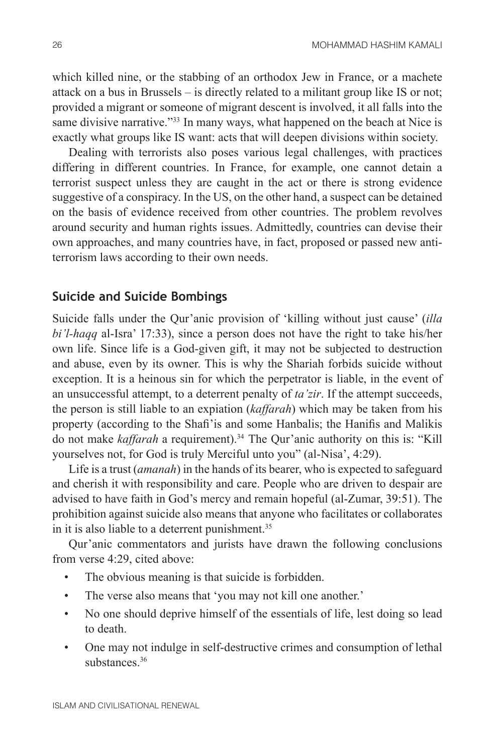which killed nine, or the stabbing of an orthodox Jew in France, or a machete attack on a bus in Brussels – is directly related to a militant group like IS or not; provided a migrant or someone of migrant descent is involved, it all falls into the same divisive narrative."[33] In many ways, what happened on the beach at Nice is exactly what groups like IS want: acts that will deepen divisions within society.

Dealing with terrorists also poses various legal challenges, with practices differing in different countries. In France, for example, one cannot detain a terrorist suspect unless they are caught in the act or there is strong evidence suggestive of a conspiracy. In the US, on the other hand, a suspect can be detained on the basis of evidence received from other countries. The problem revolves around security and human rights issues. Admittedly, countries can devise their own approaches, and many countries have, in fact, proposed or passed new anti-terrorism laws according to their own needs.

## Suicide and Suicide Bombings

Suicide falls under the Qur'anic provision of 'killing without just cause' (*illa bi'l-haqq* al-Isra' 17:33), since a person does not have the right to take his/her own life. Since life is a God-given gift, it may not be subjected to destruction and abuse, even by its owner. This is why the Shariah forbids suicide without exception. It is a heinous sin for which the perpetrator is liable, in the event of an unsuccessful attempt, to a deterrent penalty of *ta'zir*. If the attempt succeeds, the person is still liable to an expiation (*kaffarah*) which may be taken from his property (according to the Shafi'is and some Hanbalis; the Hanifis and Malikis do not make *kaffarah* a requirement).[34] The Qur'anic authority on this is: "Kill yourselves not, for God is truly Merciful unto you" (al-Nisa', 4:29).

Life is a trust (*amanah*) in the hands of its bearer, who is expected to safeguard and cherish it with responsibility and care. People who are driven to despair are advised to have faith in God's mercy and remain hopeful (al-Zumar, 39:51). The prohibition against suicide also means that anyone who facilitates or collaborates in it is also liable to a deterrent punishment.[35]

Qur'anic commentators and jurists have drawn the following conclusions from verse 4:29, cited above:

- The obvious meaning is that suicide is forbidden.
- The verse also means that 'you may not kill one another.'
- No one should deprive himself of the essentials of life, lest doing so lead to death.
- One may not indulge in self-destructive crimes and consumption of lethal substances.[36]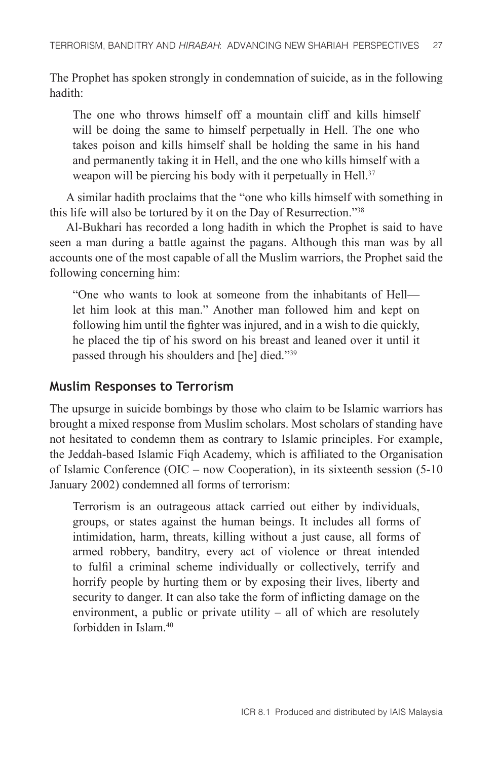The Prophet has spoken strongly in condemnation of suicide, as in the following hadith:

> The one who throws himself off a mountain cliff and kills himself will be doing the same to himself perpetually in Hell. The one who takes poison and kills himself shall be holding the same in his hand and permanently taking it in Hell, and the one who kills himself with a weapon will be piercing his body with it perpetually in Hell.[37]

A similar hadith proclaims that the "one who kills himself with something in this life will also be tortured by it on the Day of Resurrection."[38]

Al-Bukhari has recorded a long hadith in which the Prophet is said to have seen a man during a battle against the pagans. Although this man was by all accounts one of the most capable of all the Muslim warriors, the Prophet said the following concerning him:

> "One who wants to look at someone from the inhabitants of Hell—let him look at this man." Another man followed him and kept on following him until the fighter was injured, and in a wish to die quickly, he placed the tip of his sword on his breast and leaned over it until it passed through his shoulders and [he] died."[39]

## Muslim Responses to Terrorism

The upsurge in suicide bombings by those who claim to be Islamic warriors has brought a mixed response from Muslim scholars. Most scholars of standing have not hesitated to condemn them as contrary to Islamic principles. For example, the Jeddah-based Islamic Fiqh Academy, which is affiliated to the Organisation of Islamic Conference (OIC – now Cooperation), in its sixteenth session (5-10 January 2002) condemned all forms of terrorism:

> Terrorism is an outrageous attack carried out either by individuals, groups, or states against the human beings. It includes all forms of intimidation, harm, threats, killing without a just cause, all forms of armed robbery, banditry, every act of violence or threat intended to fulfil a criminal scheme individually or collectively, terrify and horrify people by hurting them or by exposing their lives, liberty and security to danger. It can also take the form of inflicting damage on the environment, a public or private utility – all of which are resolutely forbidden in Islam.[40]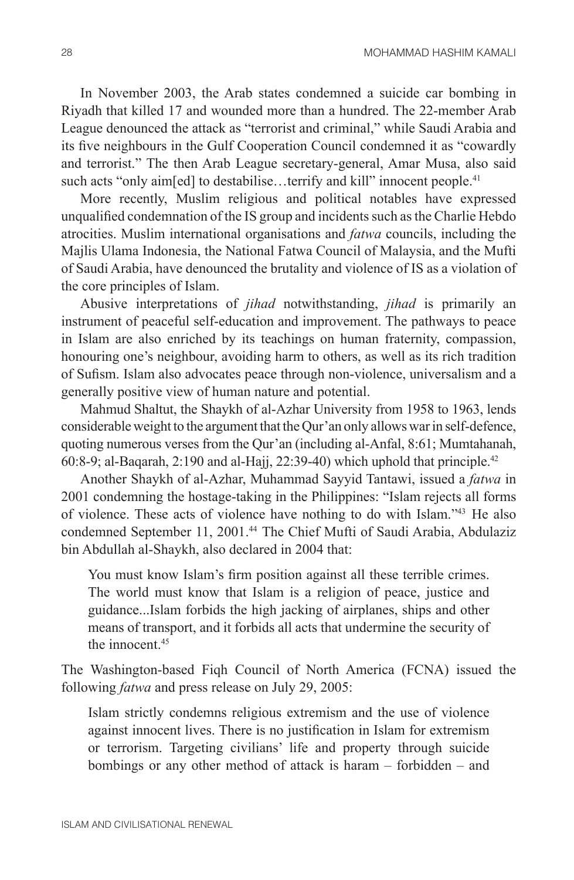In November 2003, the Arab states condemned a suicide car bombing in Riyadh that killed 17 and wounded more than a hundred. The 22-member Arab League denounced the attack as "terrorist and criminal," while Saudi Arabia and its five neighbours in the Gulf Cooperation Council condemned it as "cowardly and terrorist." The then Arab League secretary-general, Amar Musa, also said such acts "only aim[ed] to destabilise…terrify and kill" innocent people.[41]

More recently, Muslim religious and political notables have expressed unqualified condemnation of the IS group and incidents such as the Charlie Hebdo atrocities. Muslim international organisations and *fatwa* councils, including the Majlis Ulama Indonesia, the National Fatwa Council of Malaysia, and the Mufti of Saudi Arabia, have denounced the brutality and violence of IS as a violation of the core principles of Islam.

Abusive interpretations of *jihad* notwithstanding, *jihad* is primarily an instrument of peaceful self-education and improvement. The pathways to peace in Islam are also enriched by its teachings on human fraternity, compassion, honouring one's neighbour, avoiding harm to others, as well as its rich tradition of Sufism. Islam also advocates peace through non-violence, universalism and a generally positive view of human nature and potential.

Mahmud Shaltut, the Shaykh of al-Azhar University from 1958 to 1963, lends considerable weight to the argument that the Qur'an only allows war in self-defence, quoting numerous verses from the Qur'an (including al-Anfal, 8:61; Mumtahanah, 60:8-9; al-Baqarah, 2:190 and al-Hajj, 22:39-40) which uphold that principle.[42]

Another Shaykh of al-Azhar, Muhammad Sayyid Tantawi, issued a *fatwa* in 2001 condemning the hostage-taking in the Philippines: "Islam rejects all forms of violence. These acts of violence have nothing to do with Islam."[43] He also condemned September 11, 2001.[44] The Chief Mufti of Saudi Arabia, Abdulaziz bin Abdullah al-Shaykh, also declared in 2004 that:

> You must know Islam's firm position against all these terrible crimes. The world must know that Islam is a religion of peace, justice and guidance...Islam forbids the high jacking of airplanes, ships and other means of transport, and it forbids all acts that undermine the security of the innocent.[45]

The Washington-based Fiqh Council of North America (FCNA) issued the following *fatwa* and press release on July 29, 2005:

> Islam strictly condemns religious extremism and the use of violence against innocent lives. There is no justification in Islam for extremism or terrorism. Targeting civilians' life and property through suicide bombings or any other method of attack is haram – forbidden – and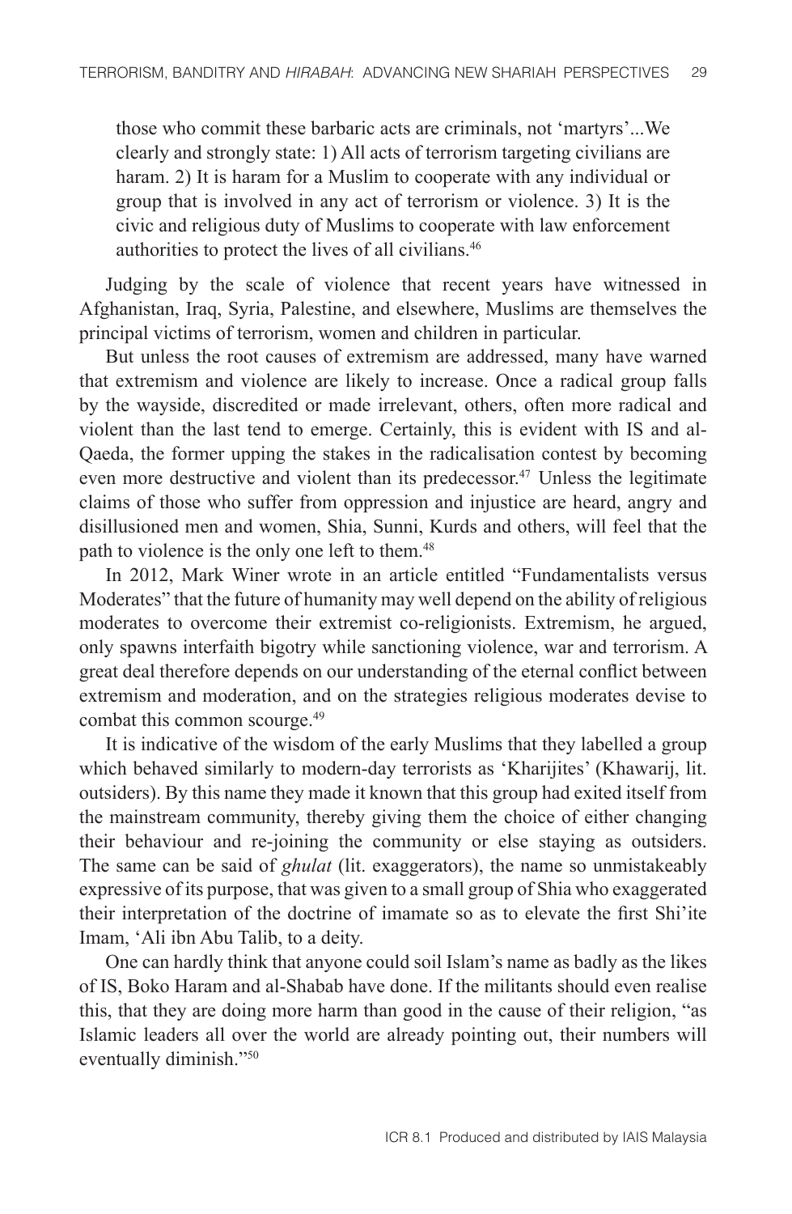> those who commit these barbaric acts are criminals, not 'martyrs'...We clearly and strongly state: 1) All acts of terrorism targeting civilians are haram. 2) It is haram for a Muslim to cooperate with any individual or group that is involved in any act of terrorism or violence. 3) It is the civic and religious duty of Muslims to cooperate with law enforcement authorities to protect the lives of all civilians.[46]

Judging by the scale of violence that recent years have witnessed in Afghanistan, Iraq, Syria, Palestine, and elsewhere, Muslims are themselves the principal victims of terrorism, women and children in particular.

But unless the root causes of extremism are addressed, many have warned that extremism and violence are likely to increase. Once a radical group falls by the wayside, discredited or made irrelevant, others, often more radical and violent than the last tend to emerge. Certainly, this is evident with IS and al-Qaeda, the former upping the stakes in the radicalisation contest by becoming even more destructive and violent than its predecessor.[47] Unless the legitimate claims of those who suffer from oppression and injustice are heard, angry and disillusioned men and women, Shia, Sunni, Kurds and others, will feel that the path to violence is the only one left to them.[48]

In 2012, Mark Winer wrote in an article entitled "Fundamentalists versus Moderates" that the future of humanity may well depend on the ability of religious moderates to overcome their extremist co-religionists. Extremism, he argued, only spawns interfaith bigotry while sanctioning violence, war and terrorism. A great deal therefore depends on our understanding of the eternal conflict between extremism and moderation, and on the strategies religious moderates devise to combat this common scourge.[49]

It is indicative of the wisdom of the early Muslims that they labelled a group which behaved similarly to modern-day terrorists as 'Kharijites' (Khawarij, lit. outsiders). By this name they made it known that this group had exited itself from the mainstream community, thereby giving them the choice of either changing their behaviour and re-joining the community or else staying as outsiders. The same can be said of *ghulat* (lit. exaggerators), the name so unmistakeably expressive of its purpose, that was given to a small group of Shia who exaggerated their interpretation of the doctrine of imamate so as to elevate the first Shi'ite Imam, 'Ali ibn Abu Talib, to a deity.

One can hardly think that anyone could soil Islam's name as badly as the likes of IS, Boko Haram and al-Shabab have done. If the militants should even realise this, that they are doing more harm than good in the cause of their religion, "as Islamic leaders all over the world are already pointing out, their numbers will eventually diminish."[50]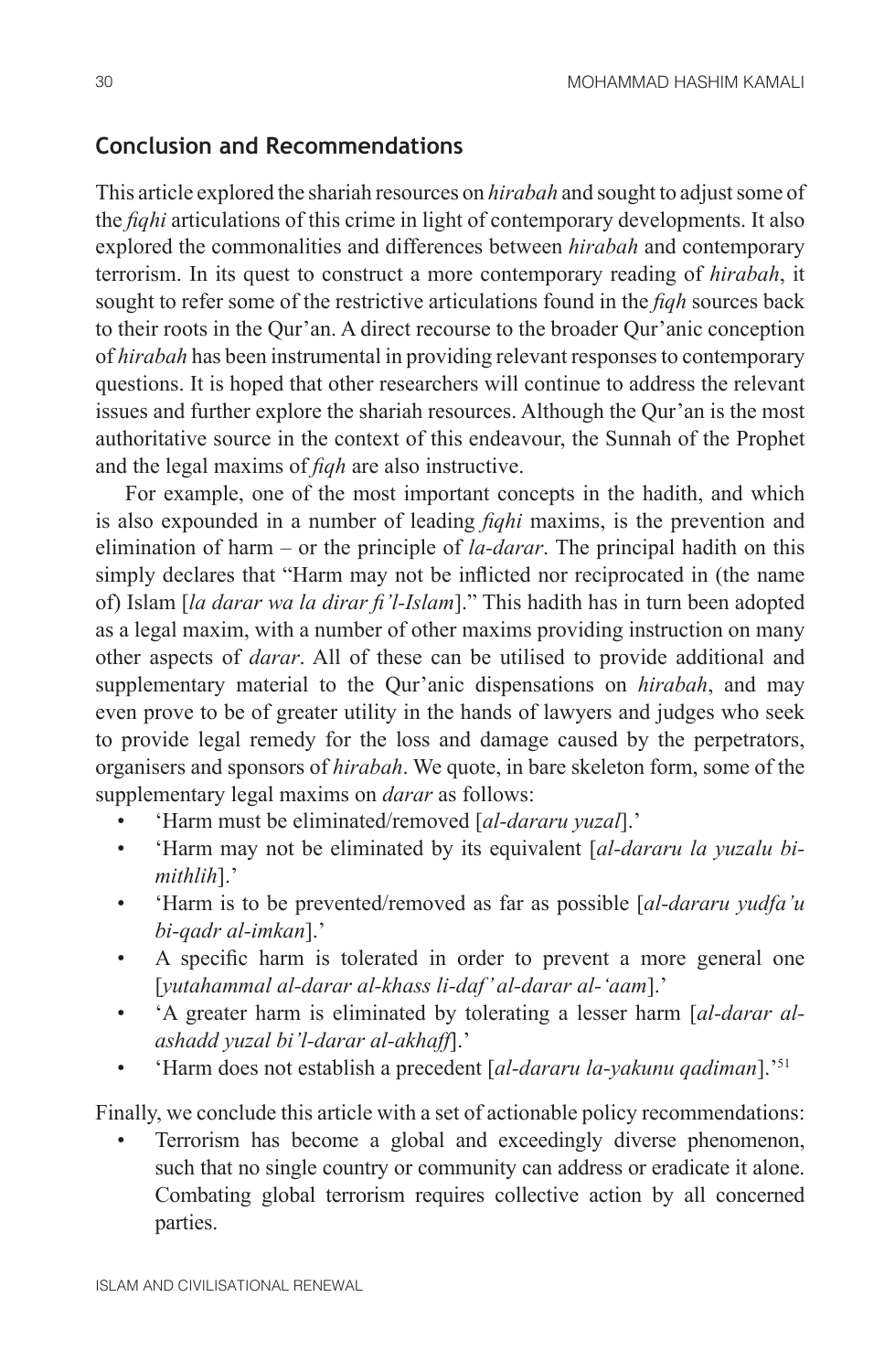## Conclusion and Recommendations

This article explored the shariah resources on *hirabah* and sought to adjust some of the *fiqhi* articulations of this crime in light of contemporary developments. It also explored the commonalities and differences between *hirabah* and contemporary terrorism. In its quest to construct a more contemporary reading of *hirabah*, it sought to refer some of the restrictive articulations found in the *fiqh* sources back to their roots in the Qur'an. A direct recourse to the broader Qur'anic conception of *hirabah* has been instrumental in providing relevant responses to contemporary questions. It is hoped that other researchers will continue to address the relevant issues and further explore the shariah resources. Although the Qur'an is the most authoritative source in the context of this endeavour, the Sunnah of the Prophet and the legal maxims of *fiqh* are also instructive.

For example, one of the most important concepts in the hadith, and which is also expounded in a number of leading *fiqhi* maxims, is the prevention and elimination of harm – or the principle of *la-darar*. The principal hadith on this simply declares that "Harm may not be inflicted nor reciprocated in (the name of) Islam [*la darar wa la dirar fi'l-Islam*]." This hadith has in turn been adopted as a legal maxim, with a number of other maxims providing instruction on many other aspects of *darar*. All of these can be utilised to provide additional and supplementary material to the Qur'anic dispensations on *hirabah*, and may even prove to be of greater utility in the hands of lawyers and judges who seek to provide legal remedy for the loss and damage caused by the perpetrators, organisers and sponsors of *hirabah*. We quote, in bare skeleton form, some of the supplementary legal maxims on *darar* as follows:

- 'Harm must be eliminated/removed [*al-dararu yuzal*].'
- 'Harm may not be eliminated by its equivalent [*al-dararu la yuzalu bi-mithlih*].'
- 'Harm is to be prevented/removed as far as possible [*al-dararu yudfa'u bi-qadr al-imkan*].'
- A specific harm is tolerated in order to prevent a more general one [*yutahammal al-darar al-khass li-daf' al-darar al-'aam*].'
- 'A greater harm is eliminated by tolerating a lesser harm [*al-darar al-ashadd yuzal bi'l-darar al-akhaff*].'
- 'Harm does not establish a precedent [*al-dararu la-yakunu qadiman*].'[51]

Finally, we conclude this article with a set of actionable policy recommendations:

- Terrorism has become a global and exceedingly diverse phenomenon, such that no single country or community can address or eradicate it alone. Combating global terrorism requires collective action by all concerned parties.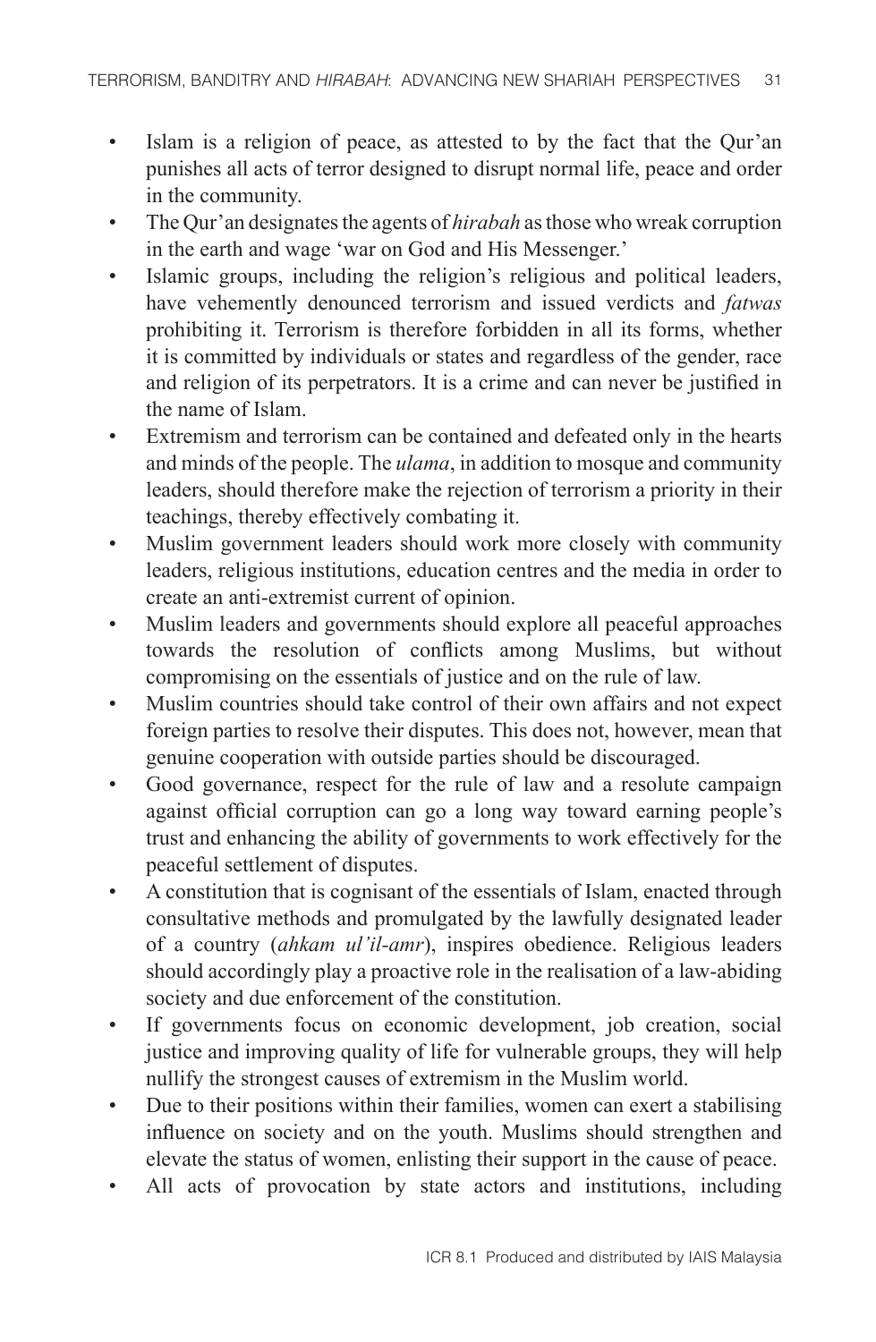- Islam is a religion of peace, as attested to by the fact that the Qur'an punishes all acts of terror designed to disrupt normal life, peace and order in the community.
- The Qur'an designates the agents of *hirabah* as those who wreak corruption in the earth and wage 'war on God and His Messenger.'
- Islamic groups, including the religion's religious and political leaders, have vehemently denounced terrorism and issued verdicts and *fatwas* prohibiting it. Terrorism is therefore forbidden in all its forms, whether it is committed by individuals or states and regardless of the gender, race and religion of its perpetrators. It is a crime and can never be justified in the name of Islam.
- Extremism and terrorism can be contained and defeated only in the hearts and minds of the people. The *ulama*, in addition to mosque and community leaders, should therefore make the rejection of terrorism a priority in their teachings, thereby effectively combating it.
- Muslim government leaders should work more closely with community leaders, religious institutions, education centres and the media in order to create an anti-extremist current of opinion.
- Muslim leaders and governments should explore all peaceful approaches towards the resolution of conflicts among Muslims, but without compromising on the essentials of justice and on the rule of law.
- Muslim countries should take control of their own affairs and not expect foreign parties to resolve their disputes. This does not, however, mean that genuine cooperation with outside parties should be discouraged.
- Good governance, respect for the rule of law and a resolute campaign against official corruption can go a long way toward earning people's trust and enhancing the ability of governments to work effectively for the peaceful settlement of disputes.
- A constitution that is cognisant of the essentials of Islam, enacted through consultative methods and promulgated by the lawfully designated leader of a country (*ahkam ul'il-amr*), inspires obedience. Religious leaders should accordingly play a proactive role in the realisation of a law-abiding society and due enforcement of the constitution.
- If governments focus on economic development, job creation, social justice and improving quality of life for vulnerable groups, they will help nullify the strongest causes of extremism in the Muslim world.
- Due to their positions within their families, women can exert a stabilising influence on society and on the youth. Muslims should strengthen and elevate the status of women, enlisting their support in the cause of peace.
- All acts of provocation by state actors and institutions, including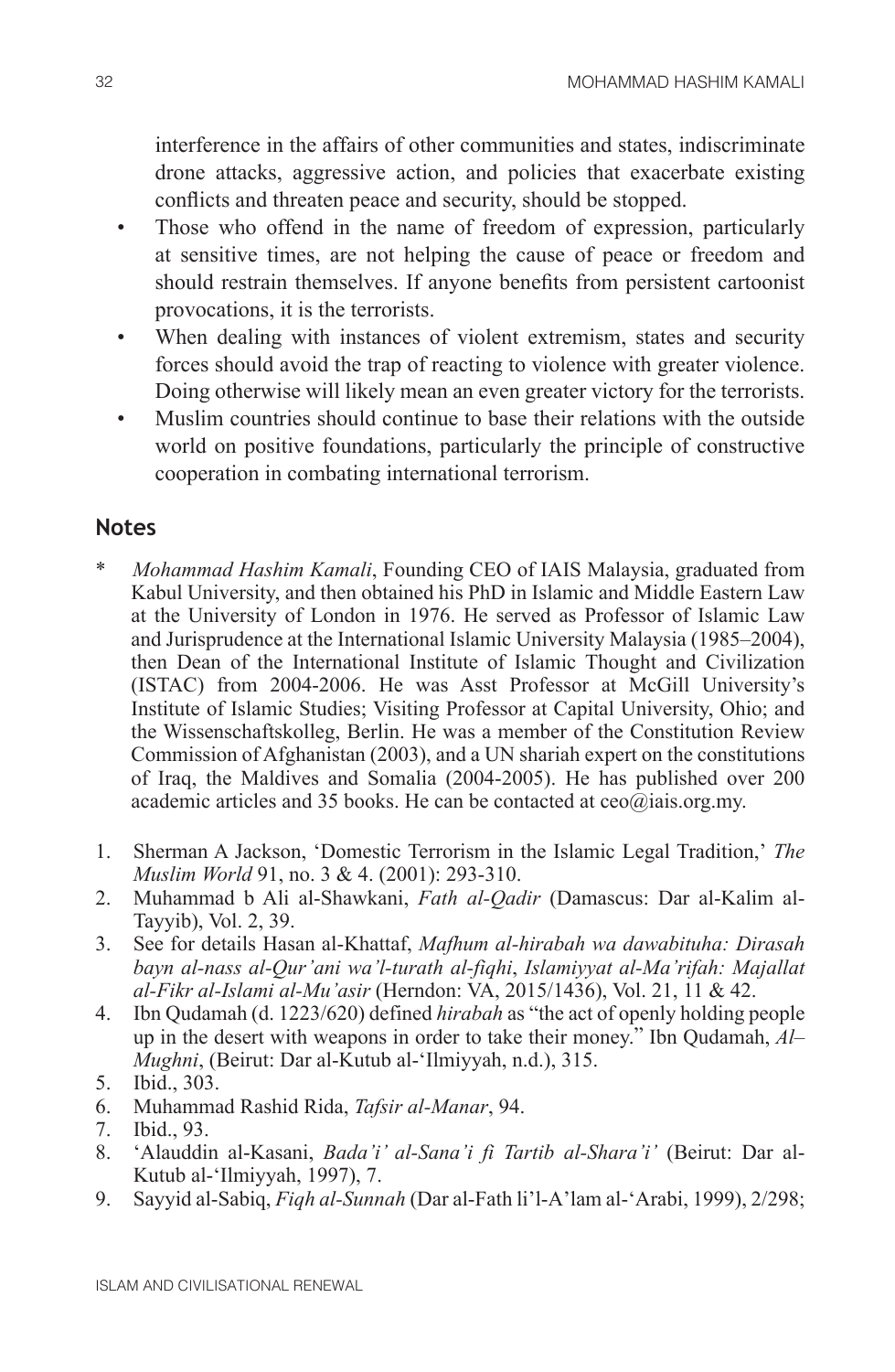interference in the affairs of other communities and states, indiscriminate drone attacks, aggressive action, and policies that exacerbate existing conflicts and threaten peace and security, should be stopped.

- Those who offend in the name of freedom of expression, particularly at sensitive times, are not helping the cause of peace or freedom and should restrain themselves. If anyone benefits from persistent cartoonist provocations, it is the terrorists.
- When dealing with instances of violent extremism, states and security forces should avoid the trap of reacting to violence with greater violence. Doing otherwise will likely mean an even greater victory for the terrorists.
- Muslim countries should continue to base their relations with the outside world on positive foundations, particularly the principle of constructive cooperation in combating international terrorism.

## Notes

\* *Mohammad Hashim Kamali*, Founding CEO of IAIS Malaysia, graduated from Kabul University, and then obtained his PhD in Islamic and Middle Eastern Law at the University of London in 1976. He served as Professor of Islamic Law and Jurisprudence at the International Islamic University Malaysia (1985–2004), then Dean of the International Institute of Islamic Thought and Civilization (ISTAC) from 2004-2006. He was Asst Professor at McGill University's Institute of Islamic Studies; Visiting Professor at Capital University, Ohio; and the Wissenschaftskolleg, Berlin. He was a member of the Constitution Review Commission of Afghanistan (2003), and a UN shariah expert on the constitutions of Iraq, the Maldives and Somalia (2004-2005). He has published over 200 academic articles and 35 books. He can be contacted at ceo@iais.org.my.

1. Sherman A Jackson, 'Domestic Terrorism in the Islamic Legal Tradition,' *The Muslim World* 91, no. 3 & 4. (2001): 293-310.
2. Muhammad b Ali al-Shawkani, *Fath al-Qadir* (Damascus: Dar al-Kalim al-Tayyib), Vol. 2, 39.
3. See for details Hasan al-Khattaf, *Mafhum al-hirabah wa dawabituha: Dirasah bayn al-nass al-Qur'ani wa'l-turath al-fiqhi*, *Islamiyyat al-Ma'rifah: Majallat al-Fikr al-Islami al-Mu'asir* (Herndon: VA, 2015/1436), Vol. 21, 11 & 42.
4. Ibn Qudamah (d. 1223/620) defined *hirabah* as "the act of openly holding people up in the desert with weapons in order to take their money." Ibn Qudamah, *Al–Mughni*, (Beirut: Dar al-Kutub al-'Ilmiyyah, n.d.), 315.
5. Ibid., 303.
6. Muhammad Rashid Rida, *Tafsir al-Manar*, 94.
7. Ibid., 93.
8. 'Alauddin al-Kasani, *Bada'i' al-Sana'i fi Tartib al-Shara'i'* (Beirut: Dar al-Kutub al-'Ilmiyyah, 1997), 7.
9. Sayyid al-Sabiq, *Fiqh al-Sunnah* (Dar al-Fath li'l-A'lam al-'Arabi, 1999), 2/298;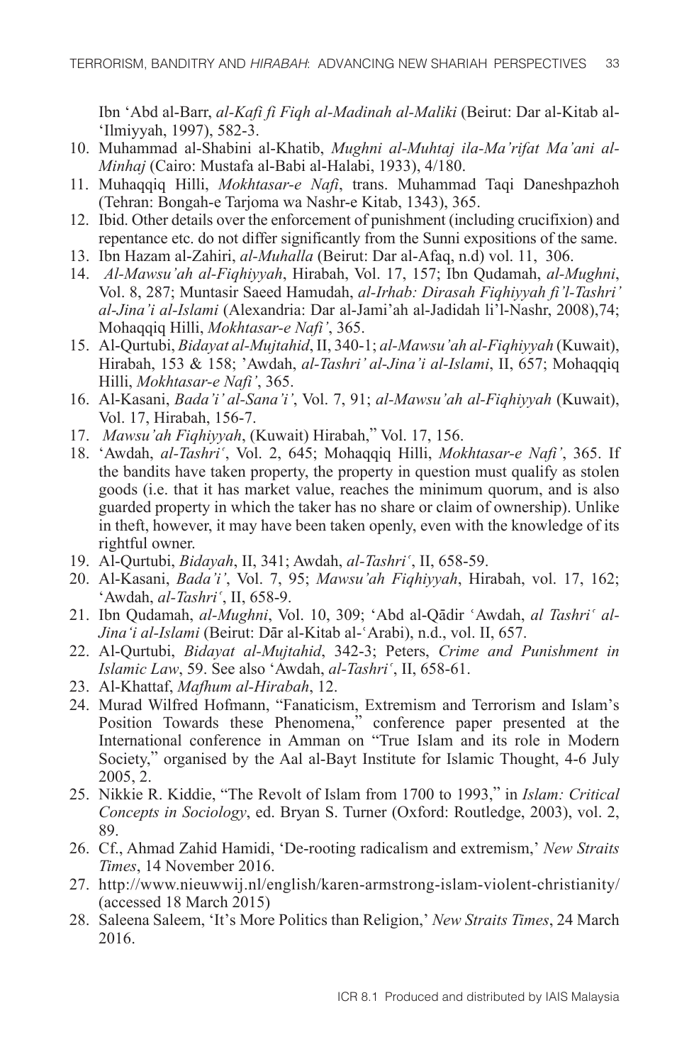Ibn 'Abd al-Barr, *al-Kafi fi Fiqh al-Madinah al-Maliki* (Beirut: Dar al-Kitab al-'Ilmiyyah, 1997), 582-3.

10. Muhammad al-Shabini al-Khatib, *Mughni al-Muhtaj ila-Ma'rifat Ma'ani al-Minhaj* (Cairo: Mustafa al-Babi al-Halabi, 1933), 4/180.
11. Muhaqqiq Hilli, *Mokhtasar-e Nafi*, trans. Muhammad Taqi Daneshpazhoh (Tehran: Bongah-e Tarjoma wa Nashr-e Kitab, 1343), 365.
12. Ibid. Other details over the enforcement of punishment (including crucifixion) and repentance etc. do not differ significantly from the Sunni expositions of the same.
13. Ibn Hazam al-Zahiri, *al-Muhalla* (Beirut: Dar al-Afaq, n.d) vol. 11, 306.
14. *Al-Mawsu'ah al-Fiqhiyyah*, Hirabah, Vol. 17, 157; Ibn Qudamah, *al-Mughni*, Vol. 8, 287; Muntasir Saeed Hamudah, *al-Irhab: Dirasah Fiqhiyyah fi'l-Tashri' al-Jina'i al-Islami* (Alexandria: Dar al-Jami'ah al-Jadidah li'l-Nashr, 2008),74; Mohaqqiq Hilli, *Mokhtasar-e Nafi'*, 365.
15. Al-Qurtubi, *Bidayat al-Mujtahid*, II, 340-1; *al-Mawsu'ah al-Fiqhiyyah* (Kuwait), Hirabah, 153 & 158; 'Awdah, *al-Tashri' al-Jina'i al-Islami*, II, 657; Mohaqqiq Hilli, *Mokhtasar-e Nafi'*, 365.
16. Al-Kasani, *Bada'i' al-Sana'i'*, Vol. 7, 91; *al-Mawsu'ah al-Fiqhiyyah* (Kuwait), Vol. 17, Hirabah, 156-7.
17. *Mawsu'ah Fiqhiyyah*, (Kuwait) Hirabah," Vol. 17, 156.
18. 'Awdah, *al-Tashriʿ*, Vol. 2, 645; Mohaqqiq Hilli, *Mokhtasar-e Nafi'*, 365. If the bandits have taken property, the property in question must qualify as stolen goods (i.e. that it has market value, reaches the minimum quorum, and is also guarded property in which the taker has no share or claim of ownership). Unlike in theft, however, it may have been taken openly, even with the knowledge of its rightful owner.
19. Al-Qurtubi, *Bidayah*, II, 341; Awdah, *al-Tashriʿ*, II, 658-59.
20. Al-Kasani, *Bada'i'*, Vol. 7, 95; *Mawsu'ah Fiqhiyyah*, Hirabah, vol. 17, 162; 'Awdah, *al-Tashriʿ*, II, 658-9.
21. Ibn Qudamah, *al-Mughni*, Vol. 10, 309; 'Abd al-Qādir ʿAwdah, *al Tashriʿ al-Jina'i al-Islami* (Beirut: Dār al-Kitab al-ʿArabi), n.d., vol. II, 657.
22. Al-Qurtubi, *Bidayat al-Mujtahid*, 342-3; Peters, *Crime and Punishment in Islamic Law*, 59. See also 'Awdah, *al-Tashriʿ*, II, 658-61.
23. Al-Khattaf, *Mafhum al-Hirabah*, 12.
24. Murad Wilfred Hofmann, "Fanaticism, Extremism and Terrorism and Islam's Position Towards these Phenomena," conference paper presented at the International conference in Amman on "True Islam and its role in Modern Society," organised by the Aal al-Bayt Institute for Islamic Thought, 4-6 July 2005, 2.
25. Nikkie R. Kiddie, "The Revolt of Islam from 1700 to 1993," in *Islam: Critical Concepts in Sociology*, ed. Bryan S. Turner (Oxford: Routledge, 2003), vol. 2, 89.
26. Cf., Ahmad Zahid Hamidi, 'De-rooting radicalism and extremism,' *New Straits Times*, 14 November 2016.
27. http://www.nieuwwij.nl/english/karen-armstrong-islam-violent-christianity/ (accessed 18 March 2015)
28. Saleena Saleem, 'It's More Politics than Religion,' *New Straits Times*, 24 March 2016.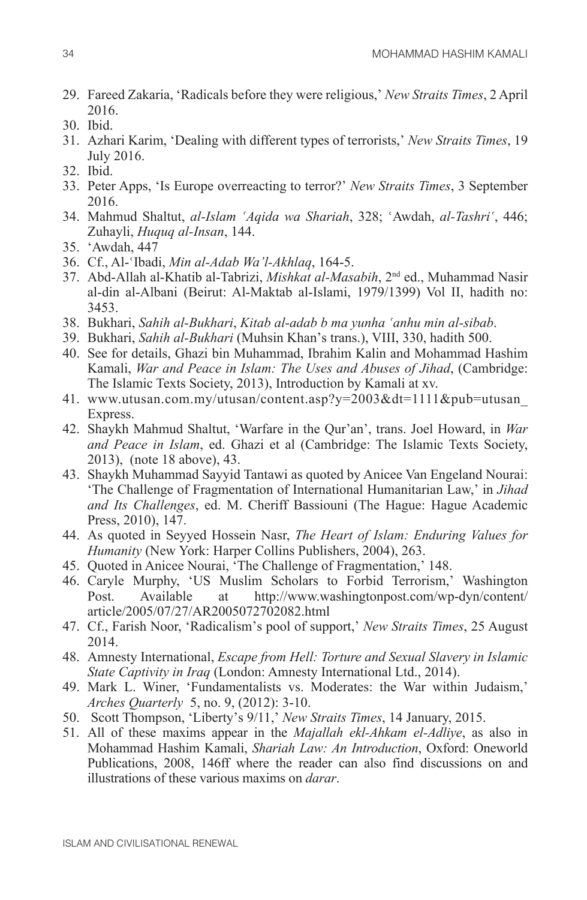29. Fareed Zakaria, 'Radicals before they were religious,' *New Straits Times*, 2 April 2016.
30. Ibid.
31. Azhari Karim, 'Dealing with different types of terrorists,' *New Straits Times*, 19 July 2016.
32. Ibid.
33. Peter Apps, 'Is Europe overreacting to terror?' *New Straits Times*, 3 September 2016.
34. Mahmud Shaltut, *al-Islam ʿAqida wa Shariah*, 328; ʿAwdah, *al-Tashriʿ*, 446; Zuhayli, *Huquq al-Insan*, 144.
35. 'Awdah, 447
36. Cf., Al-ʿIbadi, *Min al-Adab Wa'l-Akhlaq*, 164-5.
37. Abd-Allah al-Khatib al-Tabrizi, *Mishkat al-Masabih*, 2nd ed., Muhammad Nasir al-din al-Albani (Beirut: Al-Maktab al-Islami, 1979/1399) Vol II, hadith no: 3453.
38. Bukhari, *Sahih al-Bukhari*, *Kitab al-adab b ma yunha ʿanhu min al-sibab*.
39. Bukhari, *Sahih al-Bukhari* (Muhsin Khan's trans.), VIII, 330, hadith 500.
40. See for details, Ghazi bin Muhammad, Ibrahim Kalin and Mohammad Hashim Kamali, *War and Peace in Islam: The Uses and Abuses of Jihad*, (Cambridge: The Islamic Texts Society, 2013), Introduction by Kamali at xv.
41. www.utusan.com.my/utusan/content.asp?y=2003&dt=1111&pub=utusan_Express.
42. Shaykh Mahmud Shaltut, 'Warfare in the Qur'an', trans. Joel Howard, in *War and Peace in Islam*, ed. Ghazi et al (Cambridge: The Islamic Texts Society, 2013), (note 18 above), 43.
43. Shaykh Muhammad Sayyid Tantawi as quoted by Anicee Van Engeland Nourai: 'The Challenge of Fragmentation of International Humanitarian Law,' in *Jihad and Its Challenges*, ed. M. Cheriff Bassiouni (The Hague: Hague Academic Press, 2010), 147.
44. As quoted in Seyyed Hossein Nasr, *The Heart of Islam: Enduring Values for Humanity* (New York: Harper Collins Publishers, 2004), 263.
45. Quoted in Anicee Nourai, 'The Challenge of Fragmentation,' 148.
46. Caryle Murphy, 'US Muslim Scholars to Forbid Terrorism,' Washington Post. Available at http://www.washingtonpost.com/wp-dyn/content/article/2005/07/27/AR2005072702082.html
47. Cf., Farish Noor, 'Radicalism's pool of support,' *New Straits Times*, 25 August 2014.
48. Amnesty International, *Escape from Hell: Torture and Sexual Slavery in Islamic State Captivity in Iraq* (London: Amnesty International Ltd., 2014).
49. Mark L. Winer, 'Fundamentalists vs. Moderates: the War within Judaism,' *Arches Quarterly* 5, no. 9, (2012): 3-10.
50. Scott Thompson, 'Liberty's 9/11,' *New Straits Times*, 14 January, 2015.
51. All of these maxims appear in the *Majallah ekl-Ahkam el-Adliye*, as also in Mohammad Hashim Kamali, *Shariah Law: An Introduction*, Oxford: Oneworld Publications, 2008, 146ff where the reader can also find discussions on and illustrations of these various maxims on *darar*.